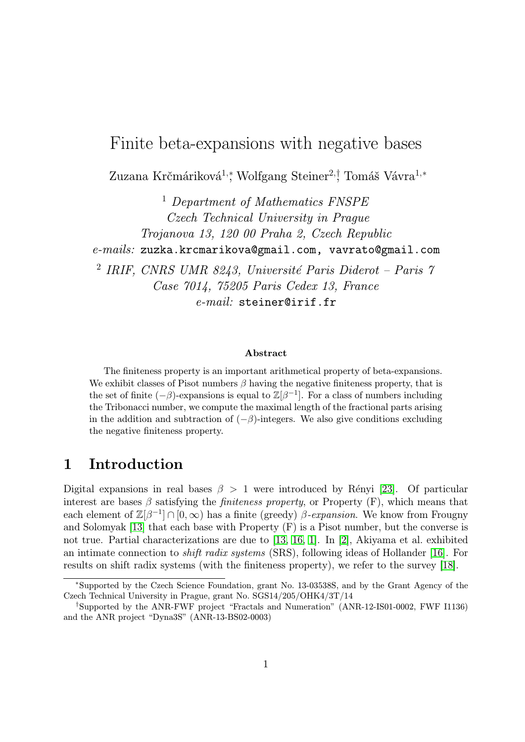# Finite beta-expansions with negative bases

Zuzana Krčmáriková[1,*], Wolfgang Steiner[2,†], Tomáš Vávra[1,*]

[1] *Department of Mathematics FNSPE*
*Czech Technical University in Prague*
*Trojanova 13, 120 00 Praha 2, Czech Republic*
*e-mails:* `zuzka.krcmarikova@gmail.com, vavrato@gmail.com`

[2] *IRIF, CNRS UMR 8243, Université Paris Diderot – Paris 7*
*Case 7014, 75205 Paris Cedex 13, France*
*e-mail:* `steiner@irif.fr`

**Abstract**

The finiteness property is an important arithmetical property of beta-expansions. We exhibit classes of Pisot numbers $\beta$ having the negative finiteness property, that is the set of finite $(-\beta)$-expansions is equal to $\mathbb{Z}[\beta^{-1}]$. For a class of numbers including the Tribonacci number, we compute the maximal length of the fractional parts arising in the addition and subtraction of $(-\beta)$-integers. We also give conditions excluding the negative finiteness property.

## 1 Introduction

Digital expansions in real bases $\beta > 1$ were introduced by Rényi [23]. Of particular interest are bases $\beta$ satisfying the *finiteness property*, or Property (F), which means that each element of $\mathbb{Z}[\beta^{-1}] \cap [0, \infty)$ has a finite (greedy) $\beta$*-expansion*. We know from Frougny and Solomyak [13] that each base with Property (F) is a Pisot number, but the converse is not true. Partial characterizations are due to [13, 16, 1]. In [2], Akiyama et al. exhibited an intimate connection to *shift radix systems* (SRS), following ideas of Hollander [16]. For results on shift radix systems (with the finiteness property), we refer to the survey [18].

---

*Supported by the Czech Science Foundation, grant No. 13-03538S, and by the Grant Agency of the Czech Technical University in Prague, grant No. SGS14/205/OHK4/3T/14

†Supported by the ANR-FWF project "Fractals and Numeration" (ANR-12-IS01-0002, FWF I1136) and the ANR project "Dyna3S" (ANR-13-BS02-0003)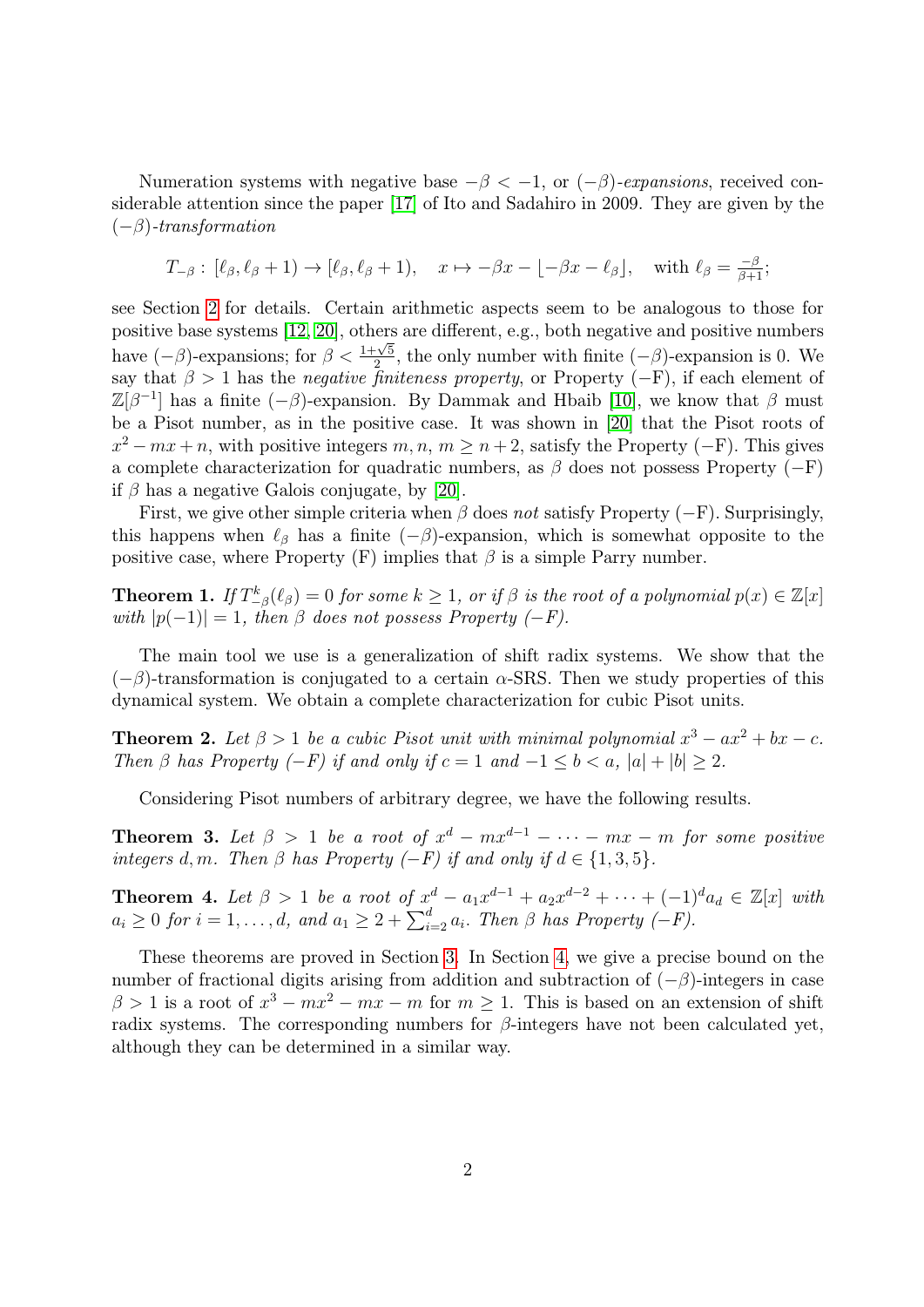Numeration systems with negative base $-\beta < -1$, or $(-\beta)$-*expansions*, received considerable attention since the paper [17] of Ito and Sadahiro in 2009. They are given by the $(-\beta)$-*transformation*

$$T_{-\beta} : [\ell_\beta, \ell_\beta + 1) \to [\ell_\beta, \ell_\beta + 1), \quad x \mapsto -\beta x - \lfloor -\beta x - \ell_\beta \rfloor, \quad \text{with } \ell_\beta = \tfrac{-\beta}{\beta+1};$$

see Section 2 for details. Certain arithmetic aspects seem to be analogous to those for positive base systems [12, 20], others are different, e.g., both negative and positive numbers have $(-\beta)$-expansions; for $\beta < \frac{1+\sqrt{5}}{2}$, the only number with finite $(-\beta)$-expansion is 0. We say that $\beta > 1$ has the *negative finiteness property*, or Property $(-\mathrm{F})$, if each element of $\mathbb{Z}[\beta^{-1}]$ has a finite $(-\beta)$-expansion. By Dammak and Hbaib [10], we know that $\beta$ must be a Pisot number, as in the positive case. It was shown in [20] that the Pisot roots of $x^2 - mx + n$, with positive integers $m, n$, $m \geq n + 2$, satisfy the Property $(-\mathrm{F})$. This gives a complete characterization for quadratic numbers, as $\beta$ does not possess Property $(-\mathrm{F})$ if $\beta$ has a negative Galois conjugate, by [20].

First, we give other simple criteria when $\beta$ does *not* satisfy Property $(-\mathrm{F})$. Surprisingly, this happens when $\ell_\beta$ has a finite $(-\beta)$-expansion, which is somewhat opposite to the positive case, where Property (F) implies that $\beta$ is a simple Parry number.

**Theorem 1.** *If $T_{-\beta}^k(\ell_\beta) = 0$ for some $k \geq 1$, or if $\beta$ is the root of a polynomial $p(x) \in \mathbb{Z}[x]$ with $|p(-1)| = 1$, then $\beta$ does not possess Property (−F).*

The main tool we use is a generalization of shift radix systems. We show that the $(-\beta)$-transformation is conjugated to a certain $\alpha$-SRS. Then we study properties of this dynamical system. We obtain a complete characterization for cubic Pisot units.

**Theorem 2.** *Let $\beta > 1$ be a cubic Pisot unit with minimal polynomial $x^3 - ax^2 + bx - c$. Then $\beta$ has Property (−F) if and only if $c = 1$ and $-1 \leq b < a$, $|a| + |b| \geq 2$.*

Considering Pisot numbers of arbitrary degree, we have the following results.

**Theorem 3.** *Let $\beta > 1$ be a root of $x^d - mx^{d-1} - \cdots - mx - m$ for some positive integers $d, m$. Then $\beta$ has Property (−F) if and only if $d \in \{1, 3, 5\}$.*

**Theorem 4.** *Let $\beta > 1$ be a root of $x^d - a_1 x^{d-1} + a_2 x^{d-2} + \cdots + (-1)^d a_d \in \mathbb{Z}[x]$ with $a_i \geq 0$ for $i = 1, \ldots, d$, and $a_1 \geq 2 + \sum_{i=2}^{d} a_i$. Then $\beta$ has Property (−F).*

These theorems are proved in Section 3. In Section 4, we give a precise bound on the number of fractional digits arising from addition and subtraction of $(-\beta)$-integers in case $\beta > 1$ is a root of $x^3 - mx^2 - mx - m$ for $m \geq 1$. This is based on an extension of shift radix systems. The corresponding numbers for $\beta$-integers have not been calculated yet, although they can be determined in a similar way.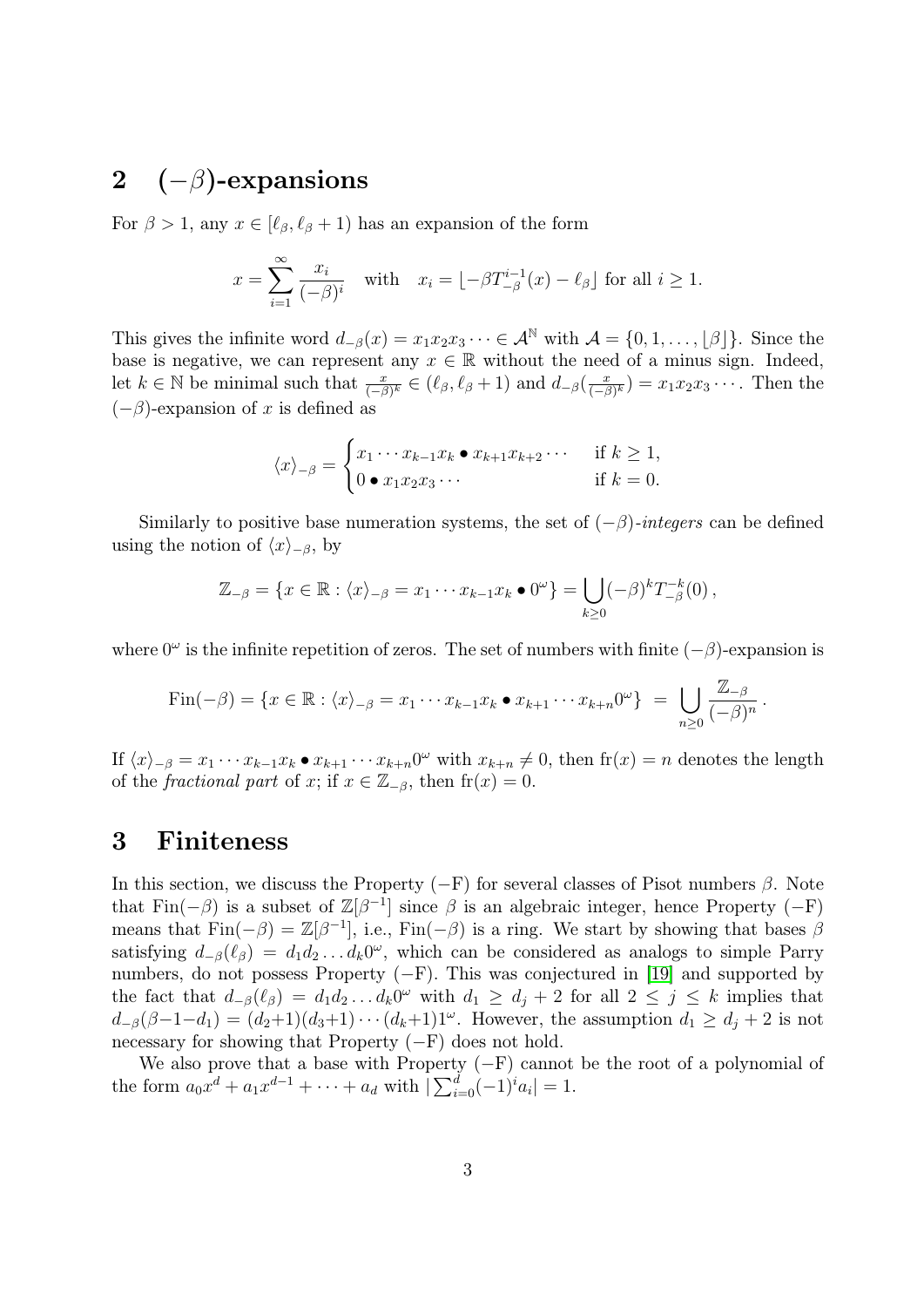## 2 $(-\beta)$-expansions

For $\beta > 1$, any $x \in [\ell_\beta, \ell_\beta + 1)$ has an expansion of the form

$$x = \sum_{i=1}^{\infty} \frac{x_i}{(-\beta)^i} \quad \text{with} \quad x_i = \lfloor -\beta T_{-\beta}^{i-1}(x) - \ell_\beta \rfloor \text{ for all } i \geq 1.$$

This gives the infinite word $d_{-\beta}(x) = x_1 x_2 x_3 \cdots \in \mathcal{A}^{\mathbb{N}}$ with $\mathcal{A} = \{0, 1, \ldots, \lfloor \beta \rfloor\}$. Since the base is negative, we can represent any $x \in \mathbb{R}$ without the need of a minus sign. Indeed, let $k \in \mathbb{N}$ be minimal such that $\frac{x}{(-\beta)^k} \in (\ell_\beta, \ell_\beta + 1)$ and $d_{-\beta}(\frac{x}{(-\beta)^k}) = x_1 x_2 x_3 \cdots$. Then the $(-\beta)$-expansion of $x$ is defined as

$$\langle x \rangle_{-\beta} = \begin{cases} x_1 \cdots x_{k-1} x_k \bullet x_{k+1} x_{k+2} \cdots & \text{if } k \geq 1, \\ 0 \bullet x_1 x_2 x_3 \cdots & \text{if } k = 0. \end{cases}$$

Similarly to positive base numeration systems, the set of $(-\beta)$-*integers* can be defined using the notion of $\langle x \rangle_{-\beta}$, by

$$\mathbb{Z}_{-\beta} = \{x \in \mathbb{R} : \langle x \rangle_{-\beta} = x_1 \cdots x_{k-1} x_k \bullet 0^\omega\} = \bigcup_{k \geq 0} (-\beta)^k T_{-\beta}^{-k}(0)\,,$$

where $0^\omega$ is the infinite repetition of zeros. The set of numbers with finite $(-\beta)$-expansion is

$$\mathrm{Fin}(-\beta) = \{x \in \mathbb{R} : \langle x \rangle_{-\beta} = x_1 \cdots x_{k-1} x_k \bullet x_{k+1} \cdots x_{k+n} 0^\omega\} \; = \; \bigcup_{n \geq 0} \frac{\mathbb{Z}_{-\beta}}{(-\beta)^n}\,.$$

If $\langle x \rangle_{-\beta} = x_1 \cdots x_{k-1} x_k \bullet x_{k+1} \cdots x_{k+n} 0^\omega$ with $x_{k+n} \neq 0$, then $\mathrm{fr}(x) = n$ denotes the length of the *fractional part* of $x$; if $x \in \mathbb{Z}_{-\beta}$, then $\mathrm{fr}(x) = 0$.

## 3 Finiteness

In this section, we discuss the Property $(-\mathrm{F})$ for several classes of Pisot numbers $\beta$. Note that $\mathrm{Fin}(-\beta)$ is a subset of $\mathbb{Z}[\beta^{-1}]$ since $\beta$ is an algebraic integer, hence Property $(-\mathrm{F})$ means that $\mathrm{Fin}(-\beta) = \mathbb{Z}[\beta^{-1}]$, i.e., $\mathrm{Fin}(-\beta)$ is a ring. We start by showing that bases $\beta$ satisfying $d_{-\beta}(\ell_\beta) = d_1 d_2 \ldots d_k 0^\omega$, which can be considered as analogs to simple Parry numbers, do not possess Property $(-\mathrm{F})$. This was conjectured in [19] and supported by the fact that $d_{-\beta}(\ell_\beta) = d_1 d_2 \ldots d_k 0^\omega$ with $d_1 \geq d_j + 2$ for all $2 \leq j \leq k$ implies that $d_{-\beta}(\beta - 1 - d_1) = (d_2+1)(d_3+1) \cdots (d_k+1) 1^\omega$. However, the assumption $d_1 \geq d_j + 2$ is not necessary for showing that Property $(-\mathrm{F})$ does not hold.

We also prove that a base with Property $(-\mathrm{F})$ cannot be the root of a polynomial of the form $a_0 x^d + a_1 x^{d-1} + \cdots + a_d$ with $|\sum_{i=0}^{d} (-1)^i a_i| = 1$.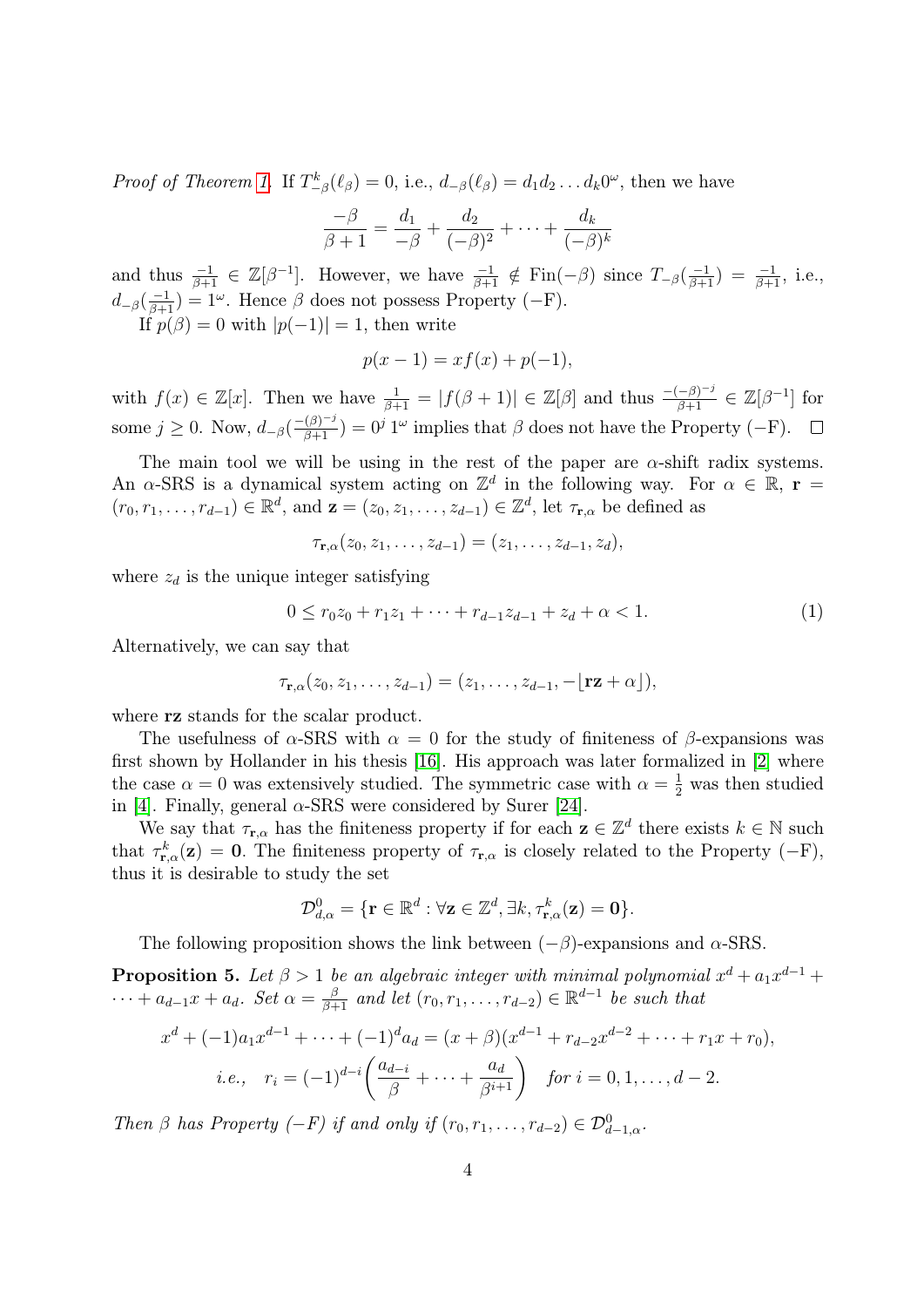*Proof of Theorem 1.* If $T^k_{-\beta}(\ell_\beta) = 0$, i.e., $d_{-\beta}(\ell_\beta) = d_1 d_2 \dots d_k 0^\omega$, then we have

$$\frac{-\beta}{\beta+1} = \frac{d_1}{-\beta} + \frac{d_2}{(-\beta)^2} + \cdots + \frac{d_k}{(-\beta)^k}$$

and thus $\frac{-1}{\beta+1} \in \mathbb{Z}[\beta^{-1}]$. However, we have $\frac{-1}{\beta+1} \notin \mathrm{Fin}(-\beta)$ since $T_{-\beta}(\frac{-1}{\beta+1}) = \frac{-1}{\beta+1}$, i.e., $d_{-\beta}(\frac{-1}{\beta+1}) = 1^\omega$. Hence $\beta$ does not possess Property $(-\mathrm{F})$.

If $p(\beta) = 0$ with $|p(-1)| = 1$, then write

$$p(x-1) = xf(x) + p(-1),$$

with $f(x) \in \mathbb{Z}[x]$. Then we have $\frac{1}{\beta+1} = |f(\beta+1)| \in \mathbb{Z}[\beta]$ and thus $\frac{-(-\beta)^{-j}}{\beta+1} \in \mathbb{Z}[\beta^{-1}]$ for some $j \geq 0$. Now, $d_{-\beta}(\frac{-(\beta)^{-j}}{\beta+1}) = 0^j 1^\omega$ implies that $\beta$ does not have the Property $(-\mathrm{F})$. $\square$

The main tool we will be using in the rest of the paper are $\alpha$-shift radix systems. An $\alpha$-SRS is a dynamical system acting on $\mathbb{Z}^d$ in the following way. For $\alpha \in \mathbb{R}$, $\mathbf{r} = (r_0, r_1, \dots, r_{d-1}) \in \mathbb{R}^d$, and $\mathbf{z} = (z_0, z_1, \dots, z_{d-1}) \in \mathbb{Z}^d$, let $\tau_{\mathbf{r},\alpha}$ be defined as

$$\tau_{\mathbf{r},\alpha}(z_0, z_1, \dots, z_{d-1}) = (z_1, \dots, z_{d-1}, z_d),$$

where $z_d$ is the unique integer satisfying

$$0 \leq r_0 z_0 + r_1 z_1 + \cdots + r_{d-1} z_{d-1} + z_d + \alpha < 1. \tag{1}$$

Alternatively, we can say that

$$\tau_{\mathbf{r},\alpha}(z_0, z_1, \dots, z_{d-1}) = (z_1, \dots, z_{d-1}, -\lfloor \mathbf{rz} + \alpha \rfloor),$$

where $\mathbf{rz}$ stands for the scalar product.

The usefulness of $\alpha$-SRS with $\alpha = 0$ for the study of finiteness of $\beta$-expansions was first shown by Hollander in his thesis [16]. His approach was later formalized in [2] where the case $\alpha = 0$ was extensively studied. The symmetric case with $\alpha = \frac{1}{2}$ was then studied in [4]. Finally, general $\alpha$-SRS were considered by Surer [24].

We say that $\tau_{\mathbf{r},\alpha}$ has the finiteness property if for each $\mathbf{z} \in \mathbb{Z}^d$ there exists $k \in \mathbb{N}$ such that $\tau^k_{\mathbf{r},\alpha}(\mathbf{z}) = \mathbf{0}$. The finiteness property of $\tau_{\mathbf{r},\alpha}$ is closely related to the Property $(-\mathrm{F})$, thus it is desirable to study the set

$$\mathcal{D}^0_{d,\alpha} = \{\mathbf{r} \in \mathbb{R}^d : \forall \mathbf{z} \in \mathbb{Z}^d, \exists k, \tau^k_{\mathbf{r},\alpha}(\mathbf{z}) = \mathbf{0}\}.$$

The following proposition shows the link between $(-\beta)$-expansions and $\alpha$-SRS.

**Proposition 5.** *Let $\beta > 1$ be an algebraic integer with minimal polynomial $x^d + a_1 x^{d-1} + \cdots + a_{d-1}x + a_d$. Set $\alpha = \frac{\beta}{\beta+1}$ and let $(r_0, r_1, \dots, r_{d-2}) \in \mathbb{R}^{d-1}$ be such that*

$$x^d + (-1)a_1 x^{d-1} + \cdots + (-1)^d a_d = (x+\beta)(x^{d-1} + r_{d-2}x^{d-2} + \cdots + r_1 x + r_0),$$

$$\text{i.e.,} \quad r_i = (-1)^{d-i}\left(\frac{a_{d-i}}{\beta} + \cdots + \frac{a_d}{\beta^{i+1}}\right) \quad \text{for } i = 0, 1, \dots, d-2.$$

*Then $\beta$ has Property $(-F)$ if and only if $(r_0, r_1, \dots, r_{d-2}) \in \mathcal{D}^0_{d-1,\alpha}$.*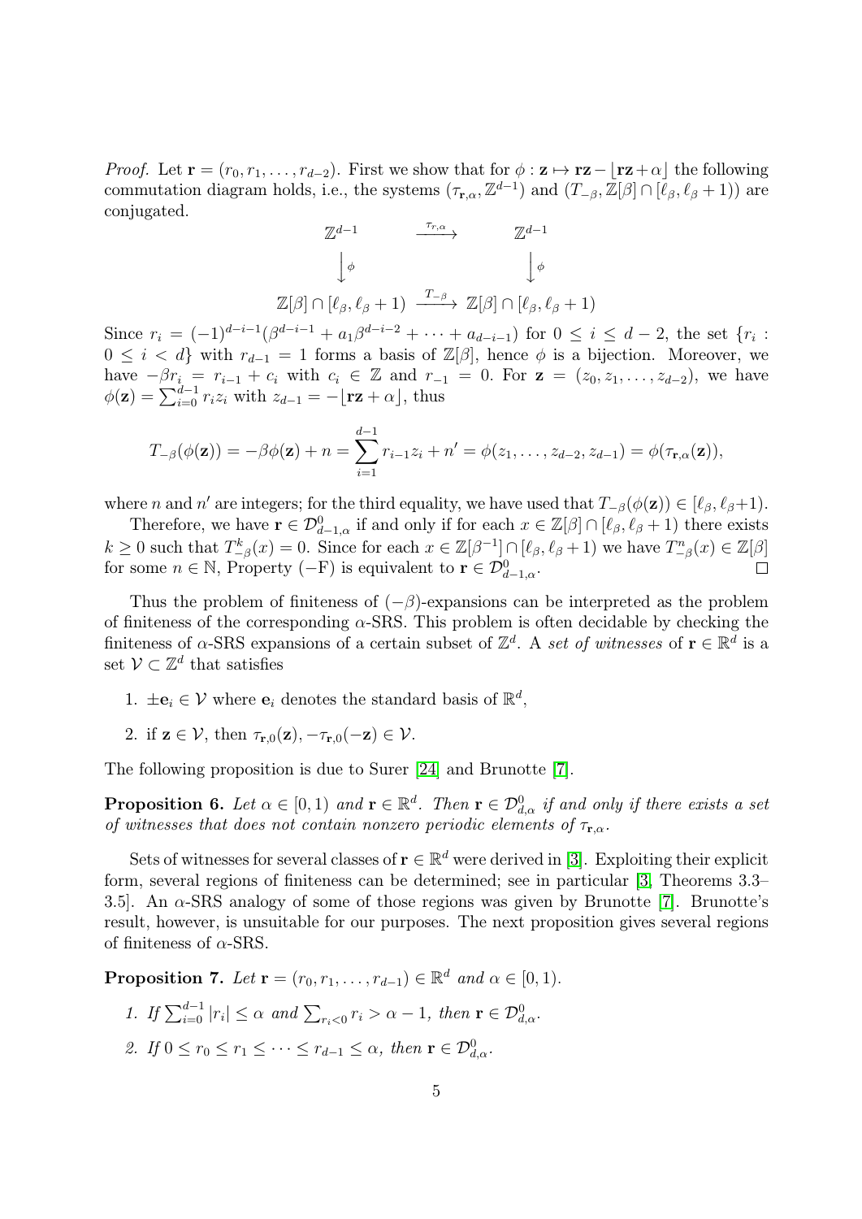*Proof.* Let $\mathbf{r} = (r_0, r_1, \ldots, r_{d-2})$. First we show that for $\phi : \mathbf{z} \mapsto \mathbf{rz} - \lfloor \mathbf{rz} + \alpha \rfloor$ the following commutation diagram holds, i.e., the systems $(\tau_{\mathbf{r},\alpha}, \mathbb{Z}^{d-1})$ and $(T_{-\beta}, \mathbb{Z}[\beta] \cap [\ell_\beta, \ell_\beta + 1))$ are conjugated.

$$
\begin{array}{ccc}
\mathbb{Z}^{d-1} & \xrightarrow{\tau_{r,\alpha}} & \mathbb{Z}^{d-1} \\
\Big\downarrow \phi & & \Big\downarrow \phi \\
\mathbb{Z}[\beta] \cap [\ell_\beta, \ell_\beta + 1) & \xrightarrow{T_{-\beta}} & \mathbb{Z}[\beta] \cap [\ell_\beta, \ell_\beta + 1)
\end{array}
$$

Since $r_i = (-1)^{d-i-1}(\beta^{d-i-1} + a_1\beta^{d-i-2} + \cdots + a_{d-i-1})$ for $0 \le i \le d-2$, the set $\{r_i : 0 \le i < d\}$ with $r_{d-1} = 1$ forms a basis of $\mathbb{Z}[\beta]$, hence $\phi$ is a bijection. Moreover, we have $-\beta r_i = r_{i-1} + c_i$ with $c_i \in \mathbb{Z}$ and $r_{-1} = 0$. For $\mathbf{z} = (z_0, z_1, \ldots, z_{d-2})$, we have $\phi(\mathbf{z}) = \sum_{i=0}^{d-1} r_i z_i$ with $z_{d-1} = -\lfloor \mathbf{rz} + \alpha \rfloor$, thus

$$
T_{-\beta}(\phi(\mathbf{z})) = -\beta\phi(\mathbf{z}) + n = \sum_{i=1}^{d-1} r_{i-1} z_i + n' = \phi(z_1, \ldots, z_{d-2}, z_{d-1}) = \phi(\tau_{\mathbf{r},\alpha}(\mathbf{z})),
$$

where $n$ and $n'$ are integers; for the third equality, we have used that $T_{-\beta}(\phi(\mathbf{z})) \in [\ell_\beta, \ell_\beta + 1)$.

Therefore, we have $\mathbf{r} \in \mathcal{D}^0_{d-1,\alpha}$ if and only if for each $x \in \mathbb{Z}[\beta] \cap [\ell_\beta, \ell_\beta + 1)$ there exists $k \ge 0$ such that $T^k_{-\beta}(x) = 0$. Since for each $x \in \mathbb{Z}[\beta^{-1}] \cap [\ell_\beta, \ell_\beta + 1)$ we have $T^n_{-\beta}(x) \in \mathbb{Z}[\beta]$ for some $n \in \mathbb{N}$, Property $(-\mathrm{F})$ is equivalent to $\mathbf{r} \in \mathcal{D}^0_{d-1,\alpha}$. $\square$

Thus the problem of finiteness of $(-\beta)$-expansions can be interpreted as the problem of finiteness of the corresponding $\alpha$-SRS. This problem is often decidable by checking the finiteness of $\alpha$-SRS expansions of a certain subset of $\mathbb{Z}^d$. A *set of witnesses* of $\mathbf{r} \in \mathbb{R}^d$ is a set $\mathcal{V} \subset \mathbb{Z}^d$ that satisfies

1. $\pm\mathbf{e}_i \in \mathcal{V}$ where $\mathbf{e}_i$ denotes the standard basis of $\mathbb{R}^d$,
2. if $\mathbf{z} \in \mathcal{V}$, then $\tau_{\mathbf{r},0}(\mathbf{z}), -\tau_{\mathbf{r},0}(-\mathbf{z}) \in \mathcal{V}$.

The following proposition is due to Surer [24] and Brunotte [7].

**Proposition 6.** *Let $\alpha \in [0, 1)$ and $\mathbf{r} \in \mathbb{R}^d$. Then $\mathbf{r} \in \mathcal{D}^0_{d,\alpha}$ if and only if there exists a set of witnesses that does not contain nonzero periodic elements of $\tau_{\mathbf{r},\alpha}$.*

Sets of witnesses for several classes of $\mathbf{r} \in \mathbb{R}^d$ were derived in [3]. Exploiting their explicit form, several regions of finiteness can be determined; see in particular [3, Theorems 3.3–3.5]. An $\alpha$-SRS analogy of some of those regions was given by Brunotte [7]. Brunotte's result, however, is unsuitable for our purposes. The next proposition gives several regions of finiteness of $\alpha$-SRS.

**Proposition 7.** *Let $\mathbf{r} = (r_0, r_1, \ldots, r_{d-1}) \in \mathbb{R}^d$ and $\alpha \in [0, 1)$.*

1. *If $\sum_{i=0}^{d-1} |r_i| \le \alpha$ and $\sum_{r_i < 0} r_i > \alpha - 1$, then $\mathbf{r} \in \mathcal{D}^0_{d,\alpha}$.*
2. *If $0 \le r_0 \le r_1 \le \cdots \le r_{d-1} \le \alpha$, then $\mathbf{r} \in \mathcal{D}^0_{d,\alpha}$.*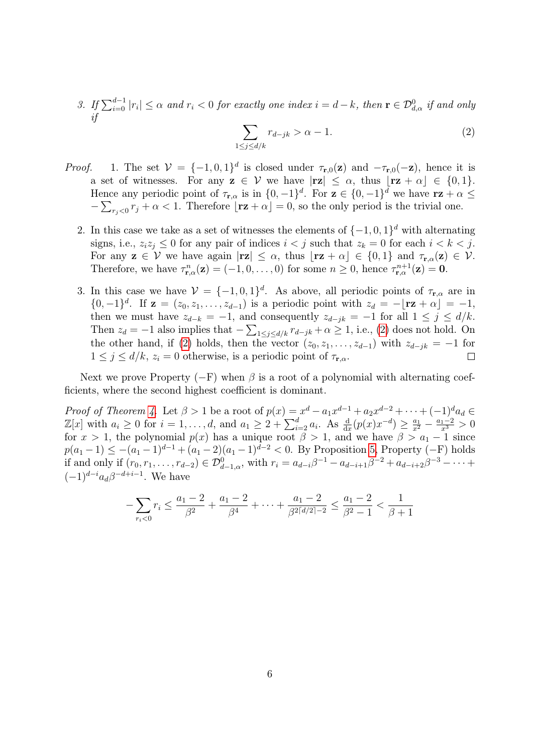3. *If $\sum_{i=0}^{d-1} |r_i| \le \alpha$ and $r_i < 0$ for exactly one index $i = d-k$, then $\mathbf{r} \in \mathcal{D}_{d,\alpha}^0$ if and only if*

$$\sum_{1 \le j \le d/k} r_{d-jk} > \alpha - 1. \tag{2}$$

*Proof.* 1. The set $\mathcal{V} = \{-1, 0, 1\}^d$ is closed under $\tau_{\mathbf{r},0}(\mathbf{z})$ and $-\tau_{\mathbf{r},0}(-\mathbf{z})$, hence it is a set of witnesses. For any $\mathbf{z} \in \mathcal{V}$ we have $|\mathbf{rz}| \le \alpha$, thus $\lfloor \mathbf{rz} + \alpha \rfloor \in \{0, 1\}$. Hence any periodic point of $\tau_{\mathbf{r},\alpha}$ is in $\{0, -1\}^d$. For $\mathbf{z} \in \{0, -1\}^d$ we have $\mathbf{rz} + \alpha \le -\sum_{r_j < 0} r_j + \alpha < 1$. Therefore $\lfloor \mathbf{rz} + \alpha \rfloor = 0$, so the only period is the trivial one.

2. In this case we take as a set of witnesses the elements of $\{-1, 0, 1\}^d$ with alternating signs, i.e., $z_i z_j \le 0$ for any pair of indices $i < j$ such that $z_k = 0$ for each $i < k < j$. For any $\mathbf{z} \in \mathcal{V}$ we have again $|\mathbf{rz}| \le \alpha$, thus $\lfloor \mathbf{rz} + \alpha \rfloor \in \{0, 1\}$ and $\tau_{\mathbf{r},\alpha}(\mathbf{z}) \in \mathcal{V}$. Therefore, we have $\tau_{\mathbf{r},\alpha}^n(\mathbf{z}) = (-1, 0, \ldots, 0)$ for some $n \ge 0$, hence $\tau_{\mathbf{r},\alpha}^{n+1}(\mathbf{z}) = \mathbf{0}$.

3. In this case we have $\mathcal{V} = \{-1, 0, 1\}^d$. As above, all periodic points of $\tau_{\mathbf{r},\alpha}$ are in $\{0, -1\}^d$. If $\mathbf{z} = (z_0, z_1, \ldots, z_{d-1})$ is a periodic point with $z_d = -\lfloor \mathbf{rz} + \alpha \rfloor = -1$, then we must have $z_{d-k} = -1$, and consequently $z_{d-jk} = -1$ for all $1 \le j \le d/k$. Then $z_d = -1$ also implies that $-\sum_{1 \le j \le d/k} r_{d-jk} + \alpha \ge 1$, i.e., (2) does not hold. On the other hand, if (2) holds, then the vector $(z_0, z_1, \ldots, z_{d-1})$ with $z_{d-jk} = -1$ for $1 \le j \le d/k$, $z_i = 0$ otherwise, is a periodic point of $\tau_{\mathbf{r},\alpha}$. $\square$

Next we prove Property $(-\mathrm{F})$ when $\beta$ is a root of a polynomial with alternating coefficients, where the second highest coefficient is dominant.

*Proof of Theorem 4.* Let $\beta > 1$ be a root of $p(x) = x^d - a_1 x^{d-1} + a_2 x^{d-2} + \cdots + (-1)^d a_d \in \mathbb{Z}[x]$ with $a_i \ge 0$ for $i = 1, \ldots, d$, and $a_1 \ge 2 + \sum_{i=2}^{d} a_i$. As $\frac{\mathrm{d}}{\mathrm{d}x}(p(x)x^{-d}) \ge \frac{a_1}{x^2} - \frac{a_1 - 2}{x^3} > 0$ for $x > 1$, the polynomial $p(x)$ has a unique root $\beta > 1$, and we have $\beta > a_1 - 1$ since $p(a_1 - 1) \le -(a_1 - 1)^{d-1} + (a_1 - 2)(a_1 - 1)^{d-2} < 0$. By Proposition 5, Property $(-\mathrm{F})$ holds if and only if $(r_0, r_1, \ldots, r_{d-2}) \in \mathcal{D}_{d-1,\alpha}^0$, with $r_i = a_{d-i}\beta^{-1} - a_{d-i+1}\beta^{-2} + a_{d-i+2}\beta^{-3} - \cdots + (-1)^{d-i} a_d \beta^{-d+i-1}$. We have

$$-\sum_{r_i < 0} r_i \le \frac{a_1 - 2}{\beta^2} + \frac{a_1 - 2}{\beta^4} + \cdots + \frac{a_1 - 2}{\beta^{2\lceil d/2 \rceil - 2}} \le \frac{a_1 - 2}{\beta^2 - 1} < \frac{1}{\beta + 1}$$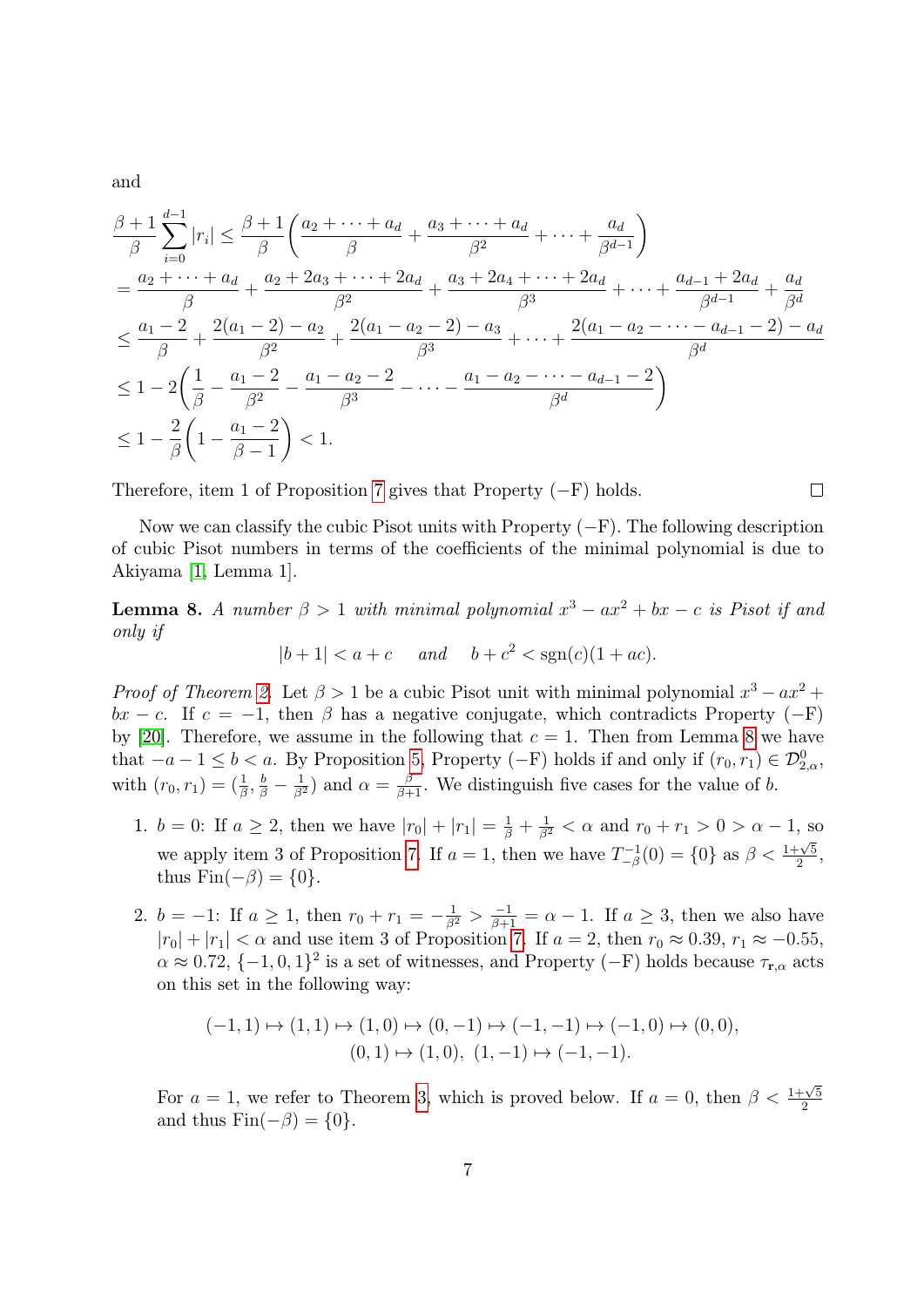and

$$
\begin{aligned}
\frac{\beta+1}{\beta}\sum_{i=0}^{d-1}|r_i| &\le \frac{\beta+1}{\beta}\bigg(\frac{a_2+\cdots+a_d}{\beta}+\frac{a_3+\cdots+a_d}{\beta^2}+\cdots+\frac{a_d}{\beta^{d-1}}\bigg)\\
&= \frac{a_2+\cdots+a_d}{\beta}+\frac{a_2+2a_3+\cdots+2a_d}{\beta^2}+\frac{a_3+2a_4+\cdots+2a_d}{\beta^3}+\cdots+\frac{a_{d-1}+2a_d}{\beta^{d-1}}+\frac{a_d}{\beta^d}\\
&\le \frac{a_1-2}{\beta}+\frac{2(a_1-2)-a_2}{\beta^2}+\frac{2(a_1-a_2-2)-a_3}{\beta^3}+\cdots+\frac{2(a_1-a_2-\cdots-a_{d-1}-2)-a_d}{\beta^d}\\
&\le 1-2\bigg(\frac{1}{\beta}-\frac{a_1-2}{\beta^2}-\frac{a_1-a_2-2}{\beta^3}-\cdots-\frac{a_1-a_2-\cdots-a_{d-1}-2}{\beta^d}\bigg)\\
&\le 1-\frac{2}{\beta}\bigg(1-\frac{a_1-2}{\beta-1}\bigg)<1.
\end{aligned}
$$

Therefore, item 1 of Proposition 7 gives that Property $(-\mathrm{F})$ holds. □

Now we can classify the cubic Pisot units with Property $(-\mathrm{F})$. The following description of cubic Pisot numbers in terms of the coefficients of the minimal polynomial is due to Akiyama [1, Lemma 1].

**Lemma 8.** *A number $\beta>1$ with minimal polynomial $x^3-ax^2+bx-c$ is Pisot if and only if*

$$|b+1|<a+c \quad \text{and} \quad b+c^2<\operatorname{sgn}(c)(1+ac).$$

*Proof of Theorem 2.* Let $\beta>1$ be a cubic Pisot unit with minimal polynomial $x^3-ax^2+bx-c$. If $c=-1$, then $\beta$ has a negative conjugate, which contradicts Property $(-\mathrm{F})$ by [20]. Therefore, we assume in the following that $c=1$. Then from Lemma 8 we have that $-a-1\le b<a$. By Proposition 5, Property $(-\mathrm{F})$ holds if and only if $(r_0,r_1)\in\mathcal{D}^0_{2,\alpha}$, with $(r_0,r_1)=(\frac{1}{\beta},\frac{b}{\beta}-\frac{1}{\beta^2})$ and $\alpha=\frac{\beta}{\beta+1}$. We distinguish five cases for the value of $b$.

1. $b=0$: If $a\ge2$, then we have $|r_0|+|r_1|=\frac{1}{\beta}+\frac{1}{\beta^2}<\alpha$ and $r_0+r_1>0>\alpha-1$, so we apply item 3 of Proposition 7. If $a=1$, then we have $T_{-\beta}^{-1}(0)=\{0\}$ as $\beta<\frac{1+\sqrt5}{2}$, thus $\mathrm{Fin}(-\beta)=\{0\}$.
2. $b=-1$: If $a\ge1$, then $r_0+r_1=-\frac{1}{\beta^2}>\frac{-1}{\beta+1}=\alpha-1$. If $a\ge3$, then we also have $|r_0|+|r_1|<\alpha$ and use item 3 of Proposition 7. If $a=2$, then $r_0\approx0.39$, $r_1\approx-0.55$, $\alpha\approx0.72$, $\{-1,0,1\}^2$ is a set of witnesses, and Property $(-\mathrm{F})$ holds because $\tau_{\mathbf{r},\alpha}$ acts on this set in the following way:

$$(-1,1)\mapsto(1,1)\mapsto(1,0)\mapsto(0,-1)\mapsto(-1,-1)\mapsto(-1,0)\mapsto(0,0),$$
$$(0,1)\mapsto(1,0),\ (1,-1)\mapsto(-1,-1).$$

For $a=1$, we refer to Theorem 3, which is proved below. If $a=0$, then $\beta<\frac{1+\sqrt5}{2}$ and thus $\mathrm{Fin}(-\beta)=\{0\}$.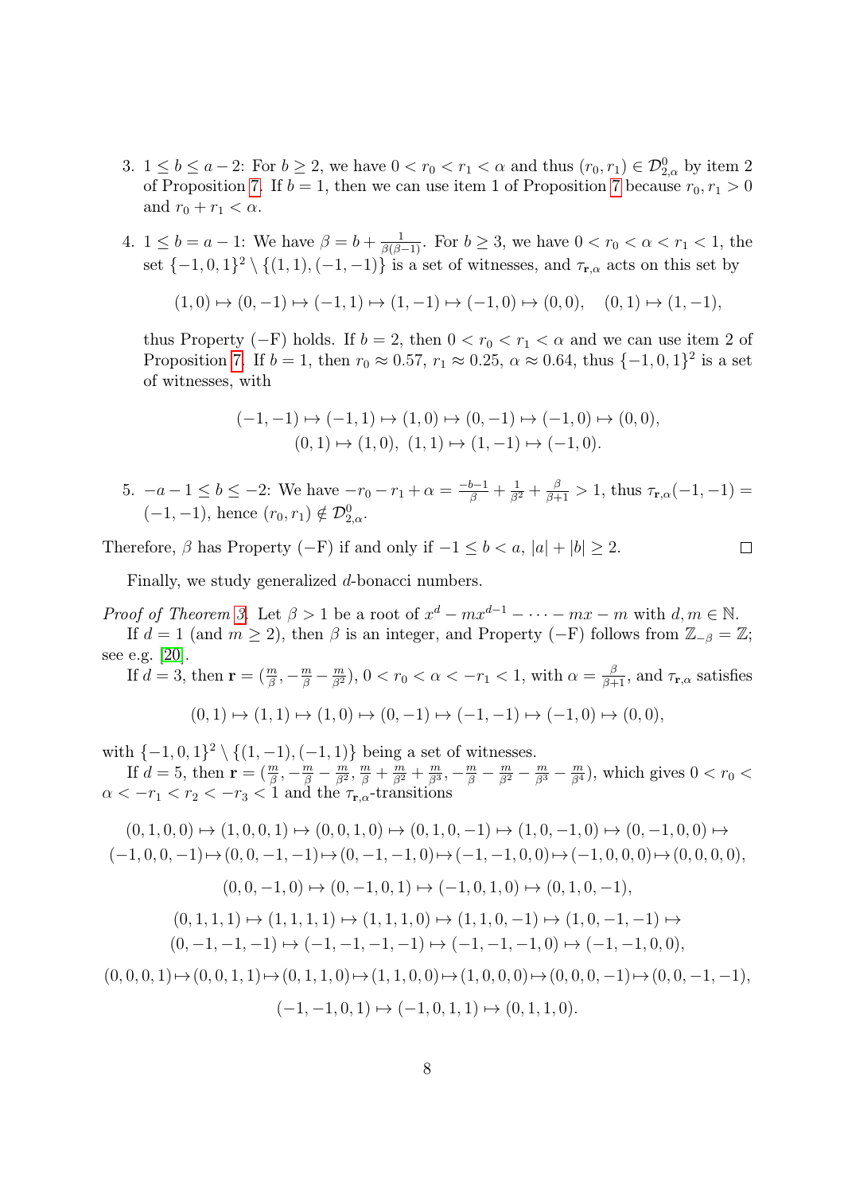3. $1 \le b \le a-2$: For $b \ge 2$, we have $0 < r_0 < r_1 < \alpha$ and thus $(r_0, r_1) \in \mathcal{D}_{2,\alpha}^0$ by item 2 of Proposition 7. If $b = 1$, then we can use item 1 of Proposition 7 because $r_0, r_1 > 0$ and $r_0 + r_1 < \alpha$.

4. $1 \le b = a-1$: We have $\beta = b + \frac{1}{\beta(\beta-1)}$. For $b \ge 3$, we have $0 < r_0 < \alpha < r_1 < 1$, the set $\{-1,0,1\}^2 \setminus \{(1,1),(-1,-1)\}$ is a set of witnesses, and $\tau_{\mathbf{r},\alpha}$ acts on this set by

$$(1,0) \mapsto (0,-1) \mapsto (-1,1) \mapsto (1,-1) \mapsto (-1,0) \mapsto (0,0), \quad (0,1) \mapsto (1,-1),$$

thus Property $(-\mathrm{F})$ holds. If $b = 2$, then $0 < r_0 < r_1 < \alpha$ and we can use item 2 of Proposition 7. If $b = 1$, then $r_0 \approx 0.57$, $r_1 \approx 0.25$, $\alpha \approx 0.64$, thus $\{-1,0,1\}^2$ is a set of witnesses, with

$$(-1,-1) \mapsto (-1,1) \mapsto (1,0) \mapsto (0,-1) \mapsto (-1,0) \mapsto (0,0),$$
$$(0,1) \mapsto (1,0),\ (1,1) \mapsto (1,-1) \mapsto (-1,0).$$

5. $-a-1 \le b \le -2$: We have $-r_0 - r_1 + \alpha = \frac{-b-1}{\beta} + \frac{1}{\beta^2} + \frac{\beta}{\beta+1} > 1$, thus $\tau_{\mathbf{r},\alpha}(-1,-1) = (-1,-1)$, hence $(r_0, r_1) \notin \mathcal{D}_{2,\alpha}^0$.

Therefore, $\beta$ has Property $(-\mathrm{F})$ if and only if $-1 \le b < a$, $|a| + |b| \ge 2$. $\square$

Finally, we study generalized $d$-bonacci numbers.

*Proof of Theorem 3.* Let $\beta > 1$ be a root of $x^d - mx^{d-1} - \cdots - mx - m$ with $d, m \in \mathbb{N}$.

If $d = 1$ (and $m \ge 2$), then $\beta$ is an integer, and Property $(-\mathrm{F})$ follows from $\mathbb{Z}_{-\beta} = \mathbb{Z}$; see e.g. [20].

If $d = 3$, then $\mathbf{r} = (\frac{m}{\beta}, -\frac{m}{\beta} - \frac{m}{\beta^2})$, $0 < r_0 < \alpha < -r_1 < 1$, with $\alpha = \frac{\beta}{\beta+1}$, and $\tau_{\mathbf{r},\alpha}$ satisfies

$$(0,1) \mapsto (1,1) \mapsto (1,0) \mapsto (0,-1) \mapsto (-1,-1) \mapsto (-1,0) \mapsto (0,0),$$

with $\{-1,0,1\}^2 \setminus \{(1,-1),(-1,1)\}$ being a set of witnesses.

If $d = 5$, then $\mathbf{r} = (\frac{m}{\beta}, -\frac{m}{\beta} - \frac{m}{\beta^2}, \frac{m}{\beta} + \frac{m}{\beta^2} + \frac{m}{\beta^3}, -\frac{m}{\beta} - \frac{m}{\beta^2} - \frac{m}{\beta^3} - \frac{m}{\beta^4})$, which gives $0 < r_0 < \alpha < -r_1 < r_2 < -r_3 < 1$ and the $\tau_{\mathbf{r},\alpha}$-transitions

$$(0,1,0,0) \mapsto (1,0,0,1) \mapsto (0,0,1,0) \mapsto (0,1,0,-1) \mapsto (1,0,-1,0) \mapsto (0,-1,0,0) \mapsto$$
$$(-1,0,0,-1) \mapsto (0,0,-1,-1) \mapsto (0,-1,-1,0) \mapsto (-1,-1,0,0) \mapsto (-1,0,0,0) \mapsto (0,0,0,0),$$

$$(0,0,-1,0) \mapsto (0,-1,0,1) \mapsto (-1,0,1,0) \mapsto (0,1,0,-1),$$

$$(0,1,1,1) \mapsto (1,1,1,1) \mapsto (1,1,1,0) \mapsto (1,1,0,-1) \mapsto (1,0,-1,-1) \mapsto$$
$$(0,-1,-1,-1) \mapsto (-1,-1,-1,-1) \mapsto (-1,-1,-1,0) \mapsto (-1,-1,0,0),$$

$$(0,0,0,1) \mapsto (0,0,1,1) \mapsto (0,1,1,0) \mapsto (1,1,0,0) \mapsto (1,0,0,0) \mapsto (0,0,0,-1) \mapsto (0,0,-1,-1),$$

$$(-1,-1,0,1) \mapsto (-1,0,1,1) \mapsto (0,1,1,0).$$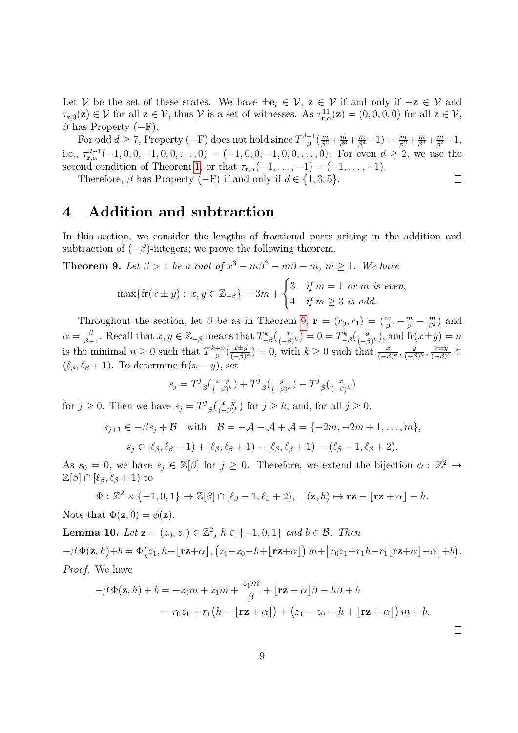Let $\mathcal{V}$ be the set of these states. We have $\pm\mathbf{e}_i \in \mathcal{V}$, $\mathbf{z} \in \mathcal{V}$ if and only if $-\mathbf{z} \in \mathcal{V}$ and $\tau_{\mathbf{r},0}(\mathbf{z}) \in \mathcal{V}$ for all $\mathbf{z} \in \mathcal{V}$, thus $\mathcal{V}$ is a set of witnesses. As $\tau_{\mathbf{r},\alpha}^{11}(\mathbf{z}) = (0,0,0,0)$ for all $\mathbf{z} \in \mathcal{V}$, $\beta$ has Property (−F).

For odd $d \geq 7$, Property (−F) does not hold since $T_{-\beta}^{d-1}(\frac{m}{\beta^2}+\frac{m}{\beta^3}+\frac{m}{\beta^4}-1) = \frac{m}{\beta^2}+\frac{m}{\beta^3}+\frac{m}{\beta^4}-1$, i.e., $\tau_{\mathbf{r},\alpha}^{d-1}(-1,0,0,-1,0,0,\dots,0) = (-1,0,0,-1,0,0,\dots,0)$. For even $d \geq 2$, we use the second condition of Theorem 1, or that $\tau_{\mathbf{r},\alpha}(-1,\dots,-1) = (-1,\dots,-1)$.

Therefore, $\beta$ has Property (−F) if and only if $d \in \{1,3,5\}$. $\square$

# 4 Addition and subtraction

In this section, we consider the lengths of fractional parts arising in the addition and subtraction of $(-\beta)$-integers; we prove the following theorem.

**Theorem 9.** *Let $\beta > 1$ be a root of $x^3 - m\beta^2 - m\beta - m$, $m \geq 1$. We have*

$$\max\{\mathrm{fr}(x \pm y) : x,y \in \mathbb{Z}_{-\beta}\} = 3m + \begin{cases} 3 & \text{if } m = 1 \text{ or } m \text{ is even,} \\ 4 & \text{if } m \geq 3 \text{ is odd.} \end{cases}$$

Throughout the section, let $\beta$ be as in Theorem 9, $\mathbf{r} = (r_0, r_1) = (\frac{m}{\beta}, -\frac{m}{\beta} - \frac{m}{\beta^2})$ and $\alpha = \frac{\beta}{\beta+1}$. Recall that $x,y \in \mathbb{Z}_{-\beta}$ means that $T_{-\beta}^k(\frac{x}{(-\beta)^k}) = 0 = T_{-\beta}^k(\frac{y}{(-\beta)^k})$, and $\mathrm{fr}(x \pm y) = n$ is the minimal $n \geq 0$ such that $T_{-\beta}^{k+n}(\frac{x \pm y}{(-\beta)^k}) = 0$, with $k \geq 0$ such that $\frac{x}{(-\beta)^k}, \frac{y}{(-\beta)^k}, \frac{x \pm y}{(-\beta)^k} \in (\ell_\beta, \ell_\beta + 1)$. To determine $\mathrm{fr}(x-y)$, set

$$s_j = T_{-\beta}^j(\tfrac{x-y}{(-\beta)^k}) + T_{-\beta}^j(\tfrac{y}{(-\beta)^k}) - T_{-\beta}^j(\tfrac{x}{(-\beta)^k})$$

for $j \geq 0$. Then we have $s_j = T_{-\beta}^j(\frac{x-y}{(-\beta)^k})$ for $j \geq k$, and, for all $j \geq 0$,

$$s_{j+1} \in -\beta s_j + \mathcal{B} \quad \text{with} \quad \mathcal{B} = -\mathcal{A} - \mathcal{A} + \mathcal{A} = \{-2m, -2m+1, \dots, m\},$$

$$s_j \in [\ell_\beta, \ell_\beta + 1) + [\ell_\beta, \ell_\beta + 1) - [\ell_\beta, \ell_\beta + 1) = (\ell_\beta - 1, \ell_\beta + 2).$$

As $s_0 = 0$, we have $s_j \in \mathbb{Z}[\beta]$ for $j \geq 0$. Therefore, we extend the bijection $\phi : \mathbb{Z}^2 \to \mathbb{Z}[\beta] \cap [\ell_\beta, \ell_\beta + 1)$ to

$$\Phi : \mathbb{Z}^2 \times \{-1,0,1\} \to \mathbb{Z}[\beta] \cap [\ell_\beta - 1, \ell_\beta + 2), \quad (\mathbf{z}, h) \mapsto \mathbf{r}\mathbf{z} - \lfloor \mathbf{r}\mathbf{z} + \alpha \rfloor + h.$$

Note that $\Phi(\mathbf{z}, 0) = \phi(\mathbf{z})$.

**Lemma 10.** *Let $\mathbf{z} = (z_0, z_1) \in \mathbb{Z}^2$, $h \in \{-1,0,1\}$ and $b \in \mathcal{B}$. Then*

$$-\beta\,\Phi(\mathbf{z},h)+b = \Phi\big(z_1, h-\lfloor \mathbf{r}\mathbf{z}+\alpha\rfloor, \big(z_1-z_0-h+\lfloor \mathbf{r}\mathbf{z}+\alpha\rfloor\big)\,m+\lfloor r_0 z_1+r_1 h-r_1\lfloor \mathbf{r}\mathbf{z}+\alpha\rfloor+\alpha\rfloor+b\big).$$

*Proof.* We have

$$\begin{aligned} -\beta\,\Phi(\mathbf{z},h) + b &= -z_0 m + z_1 m + \frac{z_1 m}{\beta} + \lfloor \mathbf{r}\mathbf{z} + \alpha \rfloor \beta - h\beta + b \\ &= r_0 z_1 + r_1\big(h - \lfloor \mathbf{r}\mathbf{z} + \alpha \rfloor\big) + \big(z_1 - z_0 - h + \lfloor \mathbf{r}\mathbf{z} + \alpha \rfloor\big)\, m + b. \end{aligned}$$

$\square$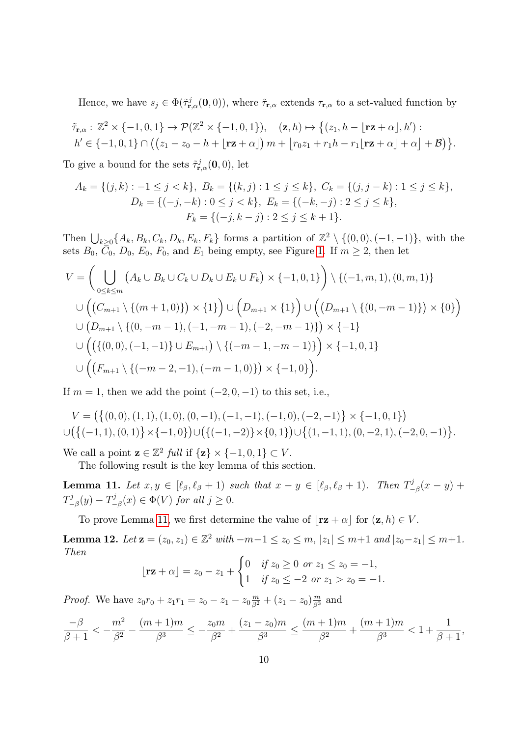Hence, we have $s_j \in \Phi(\tilde{\tau}_{\mathbf{r},\alpha}^j(\mathbf{0},0))$, where $\tilde{\tau}_{\mathbf{r},\alpha}$ extends $\tau_{\mathbf{r},\alpha}$ to a set-valued function by

$$\tilde{\tau}_{\mathbf{r},\alpha}:\ \mathbb{Z}^2 \times \{-1,0,1\} \to \mathcal{P}(\mathbb{Z}^2 \times \{-1,0,1\}), \quad (\mathbf{z},h) \mapsto \big\{(z_1, h - \lfloor \mathbf{r}\mathbf{z} + \alpha \rfloor, h') :$$
$$h' \in \{-1,0,1\} \cap \big(\big(z_1 - z_0 - h + \lfloor \mathbf{r}\mathbf{z} + \alpha \rfloor\big)\, m + \big\lfloor r_0 z_1 + r_1 h - r_1 \lfloor \mathbf{r}\mathbf{z} + \alpha \rfloor + \alpha \big\rfloor + \mathcal{B}\big)\big\}.$$

To give a bound for the sets $\tilde{\tau}_{\mathbf{r},\alpha}^j(\mathbf{0},0)$, let

$$A_k = \{(j,k) : -1 \le j < k\},\ B_k = \{(k,j) : 1 \le j \le k\},\ C_k = \{(j, j-k) : 1 \le j \le k\},$$
$$D_k = \{(-j,-k) : 0 \le j < k\},\ E_k = \{(-k,-j) : 2 \le j \le k\},$$
$$F_k = \{(-j, k-j) : 2 \le j \le k+1\}.$$

Then $\bigcup_{k \ge 0} \{A_k, B_k, C_k, D_k, E_k, F_k\}$ forms a partition of $\mathbb{Z}^2 \setminus \{(0,0),(-1,-1)\}$, with the sets $B_0$, $C_0$, $D_0$, $E_0$, $F_0$, and $E_1$ being empty, see Figure 1. If $m \ge 2$, then let

$$\begin{aligned}
V = &\bigg( \bigcup_{0 \le k \le m} \big(A_k \cup B_k \cup C_k \cup D_k \cup E_k \cup F_k\big) \times \{-1,0,1\} \bigg) \setminus \{(-1,m,1),(0,m,1)\} \\
&\cup \Big( \big(C_{m+1} \setminus \{(m+1,0)\}\big) \times \{1\} \Big) \cup \Big( D_{m+1} \times \{1\} \Big) \cup \Big( \big(D_{m+1} \setminus \{(0,-m-1)\}\big) \times \{0\} \Big) \\
&\cup \big(D_{m+1} \setminus \{(0,-m-1),(-1,-m-1),(-2,-m-1)\}\big) \times \{-1\} \\
&\cup \Big( \big(\{(0,0),(-1,-1)\} \cup E_{m+1}\big) \setminus \{(-m-1,-m-1)\} \Big) \times \{-1,0,1\} \\
&\cup \Big( \big(F_{m+1} \setminus \{(-m-2,-1),(-m-1,0)\}\big) \times \{-1,0\} \Big).
\end{aligned}$$

If $m = 1$, then we add the point $(-2,0,-1)$ to this set, i.e.,

$$\begin{aligned}
&V = \big(\big\{(0,0),(1,1),(1,0),(0,-1),(-1,-1),(-1,0),(-2,-1)\big\} \times \{-1,0,1\}\big) \\
&\cup \big(\big\{(-1,1),(0,1)\big\} \times \{-1,0\}\big) \cup \big(\big\{(-1,-2)\big\} \times \{0,1\}\big) \cup \big\{(1,-1,1),(0,-2,1),(-2,0,-1)\big\}.
\end{aligned}$$

We call a point $\mathbf{z} \in \mathbb{Z}^2$ *full* if $\{\mathbf{z}\} \times \{-1,0,1\} \subset V$.

The following result is the key lemma of this section.

**Lemma 11.** *Let $x, y \in [\ell_\beta, \ell_\beta + 1)$ such that $x - y \in [\ell_\beta, \ell_\beta + 1)$. Then $T_{-\beta}^j(x-y) + T_{-\beta}^j(y) - T_{-\beta}^j(x) \in \Phi(V)$ for all $j \ge 0$.*

To prove Lemma 11, we first determine the value of $\lfloor \mathbf{r}\mathbf{z} + \alpha \rfloor$ for $(\mathbf{z},h) \in V$.

**Lemma 12.** *Let $\mathbf{z} = (z_0, z_1) \in \mathbb{Z}^2$ with $-m-1 \le z_0 \le m$, $|z_1| \le m+1$ and $|z_0 - z_1| \le m+1$. Then*

$$\lfloor \mathbf{r}\mathbf{z} + \alpha \rfloor = z_0 - z_1 + \begin{cases} 0 & \text{if } z_0 \ge 0 \text{ or } z_1 \le z_0 = -1, \\ 1 & \text{if } z_0 \le -2 \text{ or } z_1 > z_0 = -1. \end{cases}$$

*Proof.* We have $z_0 r_0 + z_1 r_1 = z_0 - z_1 - z_0 \frac{m}{\beta^2} + (z_1 - z_0) \frac{m}{\beta^3}$ and

$$\frac{-\beta}{\beta+1} < -\frac{m^2}{\beta^2} - \frac{(m+1)m}{\beta^3} \le -\frac{z_0 m}{\beta^2} + \frac{(z_1 - z_0)m}{\beta^3} \le \frac{(m+1)m}{\beta^2} + \frac{(m+1)m}{\beta^3} < 1 + \frac{1}{\beta+1},$$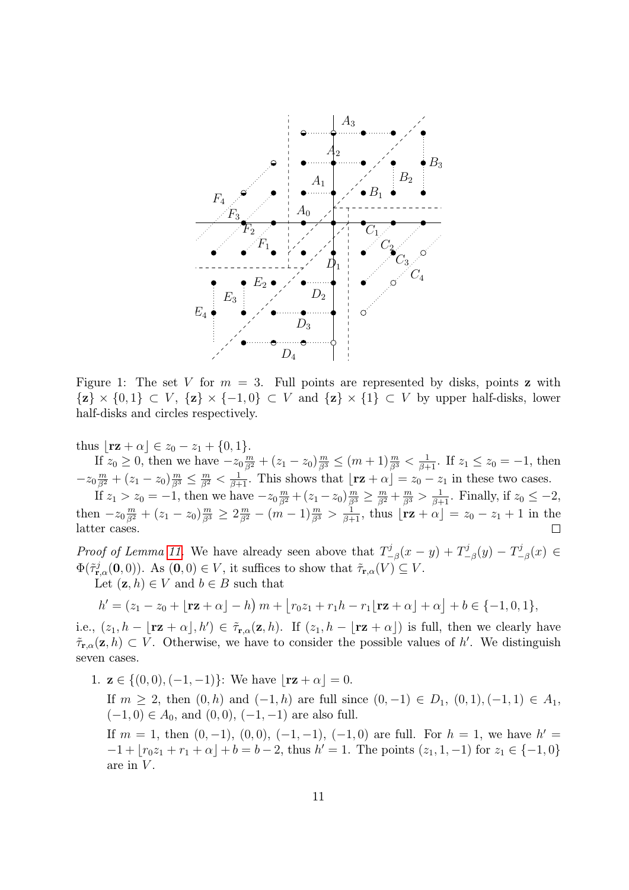Figure 1: The set $V$ for $m = 3$. Full points are represented by disks, points $\mathbf{z}$ with $\{\mathbf{z}\} \times \{0,1\} \subset V$, $\{\mathbf{z}\} \times \{-1,0\} \subset V$ and $\{\mathbf{z}\} \times \{1\} \subset V$ by upper half-disks, lower half-disks and circles respectively.

thus $\lfloor \mathbf{r}\mathbf{z} + \alpha \rfloor \in z_0 - z_1 + \{0,1\}$.

If $z_0 \geq 0$, then we have $-z_0 \frac{m}{\beta^2} + (z_1 - z_0)\frac{m}{\beta^3} \leq (m+1)\frac{m}{\beta^3} < \frac{1}{\beta+1}$. If $z_1 \leq z_0 = -1$, then $-z_0 \frac{m}{\beta^2} + (z_1 - z_0)\frac{m}{\beta^3} \leq \frac{m}{\beta^2} < \frac{1}{\beta+1}$. This shows that $\lfloor \mathbf{r}\mathbf{z} + \alpha \rfloor = z_0 - z_1$ in these two cases.

If $z_1 > z_0 = -1$, then we have $-z_0 \frac{m}{\beta^2} + (z_1 - z_0)\frac{m}{\beta^3} \geq \frac{m}{\beta^2} + \frac{m}{\beta^3} > \frac{1}{\beta+1}$. Finally, if $z_0 \leq -2$, then $-z_0 \frac{m}{\beta^2} + (z_1 - z_0)\frac{m}{\beta^3} \geq 2\frac{m}{\beta^2} - (m-1)\frac{m}{\beta^3} > \frac{1}{\beta+1}$, thus $\lfloor \mathbf{r}\mathbf{z} + \alpha \rfloor = z_0 - z_1 + 1$ in the latter cases. $\square$

*Proof of Lemma 11.* We have already seen above that $T^j_{-\beta}(x-y) + T^j_{-\beta}(y) - T^j_{-\beta}(x) \in \Phi(\tilde{\tau}^j_{\mathbf{r},\alpha}(\mathbf{0},0))$. As $(\mathbf{0},0) \in V$, it suffices to show that $\tilde{\tau}_{\mathbf{r},\alpha}(V) \subseteq V$.

Let $(\mathbf{z},h) \in V$ and $b \in B$ such that

$$h' = \big(z_1 - z_0 + \lfloor \mathbf{r}\mathbf{z} + \alpha \rfloor - h\big)\, m + \big\lfloor r_0 z_1 + r_1 h - r_1 \lfloor \mathbf{r}\mathbf{z} + \alpha \rfloor + \alpha \big\rfloor + b \in \{-1,0,1\},$$

i.e., $(z_1, h - \lfloor \mathbf{r}\mathbf{z} + \alpha \rfloor, h') \in \tilde{\tau}_{\mathbf{r},\alpha}(\mathbf{z},h)$. If $(z_1, h - \lfloor \mathbf{r}\mathbf{z} + \alpha \rfloor)$ is full, then we clearly have $\tilde{\tau}_{\mathbf{r},\alpha}(\mathbf{z},h) \subset V$. Otherwise, we have to consider the possible values of $h'$. We distinguish seven cases.

1. $\mathbf{z} \in \{(0,0),(-1,-1)\}$: We have $\lfloor \mathbf{r}\mathbf{z} + \alpha \rfloor = 0$.

   If $m \geq 2$, then $(0,h)$ and $(-1,h)$ are full since $(0,-1) \in D_1$, $(0,1),(-1,1) \in A_1$, $(-1,0) \in A_0$, and $(0,0)$, $(-1,-1)$ are also full.

   If $m = 1$, then $(0,-1)$, $(0,0)$, $(-1,-1)$, $(-1,0)$ are full. For $h = 1$, we have $h' = -1 + \lfloor r_0 z_1 + r_1 + \alpha \rfloor + b = b - 2$, thus $h' = 1$. The points $(z_1, 1, -1)$ for $z_1 \in \{-1, 0\}$ are in $V$.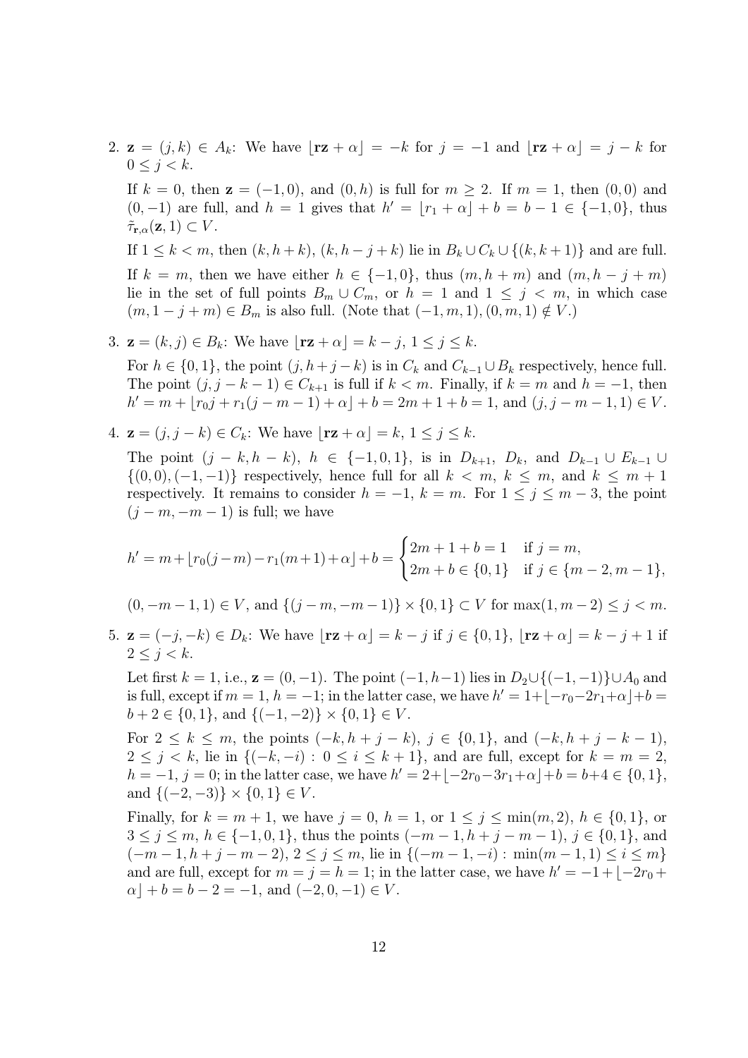2. $\mathbf{z} = (j,k) \in A_k$: We have $\lfloor \mathbf{r}\mathbf{z} + \alpha \rfloor = -k$ for $j = -1$ and $\lfloor \mathbf{r}\mathbf{z} + \alpha \rfloor = j - k$ for $0 \le j < k$.

   If $k = 0$, then $\mathbf{z} = (-1, 0)$, and $(0, h)$ is full for $m \ge 2$. If $m = 1$, then $(0, 0)$ and $(0, -1)$ are full, and $h = 1$ gives that $h' = \lfloor r_1 + \alpha \rfloor + b = b - 1 \in \{-1, 0\}$, thus $\tilde{\tau}_{\mathbf{r},\alpha}(\mathbf{z}, 1) \subset V$.

   If $1 \le k < m$, then $(k, h+k)$, $(k, h-j+k)$ lie in $B_k \cup C_k \cup \{(k, k+1)\}$ and are full.

   If $k = m$, then we have either $h \in \{-1, 0\}$, thus $(m, h+m)$ and $(m, h-j+m)$ lie in the set of full points $B_m \cup C_m$, or $h = 1$ and $1 \le j < m$, in which case $(m, 1-j+m) \in B_m$ is also full. (Note that $(-1, m, 1), (0, m, 1) \notin V$.)

3. $\mathbf{z} = (k, j) \in B_k$: We have $\lfloor \mathbf{r}\mathbf{z} + \alpha \rfloor = k - j$, $1 \le j \le k$.

   For $h \in \{0, 1\}$, the point $(j, h+j-k)$ is in $C_k$ and $C_{k-1} \cup B_k$ respectively, hence full. The point $(j, j-k-1) \in C_{k+1}$ is full if $k < m$. Finally, if $k = m$ and $h = -1$, then $h' = m + \lfloor r_0 j + r_1(j-m-1) + \alpha \rfloor + b = 2m + 1 + b = 1$, and $(j, j-m-1, 1) \in V$.

4. $\mathbf{z} = (j, j-k) \in C_k$: We have $\lfloor \mathbf{r}\mathbf{z} + \alpha \rfloor = k$, $1 \le j \le k$.

   The point $(j-k, h-k)$, $h \in \{-1, 0, 1\}$, is in $D_{k+1}$, $D_k$, and $D_{k-1} \cup E_{k-1} \cup \{(0,0), (-1,-1)\}$ respectively, hence full for all $k < m$, $k \le m$, and $k \le m+1$ respectively. It remains to consider $h = -1$, $k = m$. For $1 \le j \le m-3$, the point $(j-m, -m-1)$ is full; we have

$$h' = m + \lfloor r_0(j-m) - r_1(m+1) + \alpha \rfloor + b = \begin{cases} 2m+1+b = 1 & \text{if } j = m, \\ 2m + b \in \{0,1\} & \text{if } j \in \{m-2, m-1\}, \end{cases}$$

   $(0, -m-1, 1) \in V$, and $\{(j-m, -m-1)\} \times \{0, 1\} \subset V$ for $\max(1, m-2) \le j < m$.

5. $\mathbf{z} = (-j, -k) \in D_k$: We have $\lfloor \mathbf{r}\mathbf{z} + \alpha \rfloor = k - j$ if $j \in \{0, 1\}$, $\lfloor \mathbf{r}\mathbf{z} + \alpha \rfloor = k - j + 1$ if $2 \le j < k$.

   Let first $k = 1$, i.e., $\mathbf{z} = (0, -1)$. The point $(-1, h-1)$ lies in $D_2 \cup \{(-1,-1)\} \cup A_0$ and is full, except if $m = 1$, $h = -1$; in the latter case, we have $h' = 1 + \lfloor -r_0 - 2r_1 + \alpha \rfloor + b = b + 2 \in \{0, 1\}$, and $\{(-1, -2)\} \times \{0, 1\} \in V$.

   For $2 \le k \le m$, the points $(-k, h+j-k)$, $j \in \{0, 1\}$, and $(-k, h+j-k-1)$, $2 \le j < k$, lie in $\{(-k, -i) : 0 \le i \le k+1\}$, and are full, except for $k = m = 2$, $h = -1$, $j = 0$; in the latter case, we have $h' = 2 + \lfloor -2r_0 - 3r_1 + \alpha \rfloor + b = b + 4 \in \{0, 1\}$, and $\{(-2, -3)\} \times \{0, 1\} \in V$.

   Finally, for $k = m+1$, we have $j = 0$, $h = 1$, or $1 \le j \le \min(m, 2)$, $h \in \{0, 1\}$, or $3 \le j \le m$, $h \in \{-1, 0, 1\}$, thus the points $(-m-1, h+j-m-1)$, $j \in \{0, 1\}$, and $(-m-1, h+j-m-2)$, $2 \le j \le m$, lie in $\{(-m-1, -i) : \min(m-1, 1) \le i \le m\}$ and are full, except for $m = j = h = 1$; in the latter case, we have $h' = -1 + \lfloor -2r_0 + \alpha \rfloor + b = b - 2 = -1$, and $(-2, 0, -1) \in V$.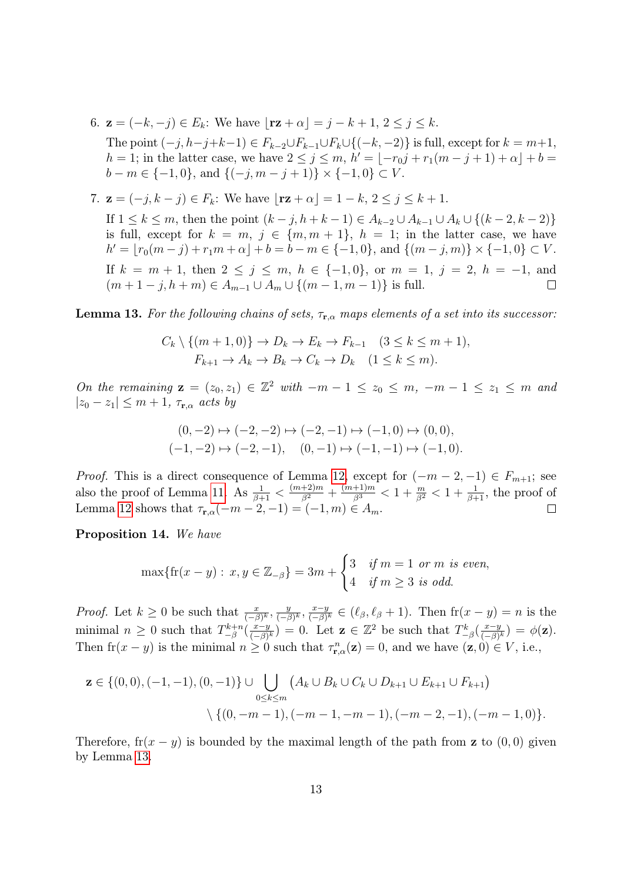6. $\mathbf{z} = (-k, -j) \in E_k$: We have $\lfloor \mathbf{r}\mathbf{z} + \alpha \rfloor = j - k + 1$, $2 \le j \le k$.

   The point $(-j, h-j+k-1) \in F_{k-2} \cup F_{k-1} \cup F_k \cup \{(-k, -2)\}$ is full, except for $k = m+1$, $h = 1$; in the latter case, we have $2 \le j \le m$, $h' = \lfloor -r_0 j + r_1(m-j+1) + \alpha \rfloor + b = b - m \in \{-1, 0\}$, and $\{(-j, m-j+1)\} \times \{-1, 0\} \subset V$.

7. $\mathbf{z} = (-j, k-j) \in F_k$: We have $\lfloor \mathbf{r}\mathbf{z} + \alpha \rfloor = 1 - k$, $2 \le j \le k+1$.

   If $1 \le k \le m$, then the point $(k-j, h+k-1) \in A_{k-2} \cup A_{k-1} \cup A_k \cup \{(k-2, k-2)\}$ is full, except for $k = m$, $j \in \{m, m+1\}$, $h = 1$; in the latter case, we have $h' = \lfloor r_0(m-j) + r_1 m + \alpha \rfloor + b = b - m \in \{-1, 0\}$, and $\{(m-j, m)\} \times \{-1, 0\} \subset V$.

   If $k = m+1$, then $2 \le j \le m$, $h \in \{-1, 0\}$, or $m = 1$, $j = 2$, $h = -1$, and $(m+1-j, h+m) \in A_{m-1} \cup A_m \cup \{(m-1, m-1)\}$ is full. ☐

**Lemma 13.** *For the following chains of sets, $\tau_{\mathbf{r},\alpha}$ maps elements of a set into its successor:*

$$C_k \setminus \{(m+1, 0)\} \to D_k \to E_k \to F_{k-1} \quad (3 \le k \le m+1),$$
$$F_{k+1} \to A_k \to B_k \to C_k \to D_k \quad (1 \le k \le m).$$

*On the remaining $\mathbf{z} = (z_0, z_1) \in \mathbb{Z}^2$ with $-m-1 \le z_0 \le m$, $-m-1 \le z_1 \le m$ and $|z_0 - z_1| \le m+1$, $\tau_{\mathbf{r},\alpha}$ acts by*

$$(0,-2) \mapsto (-2,-2) \mapsto (-2,-1) \mapsto (-1,0) \mapsto (0,0),$$
$$(-1,-2) \mapsto (-2,-1), \quad (0,-1) \mapsto (-1,-1) \mapsto (-1,0).$$

*Proof.* This is a direct consequence of Lemma 12, except for $(-m-2, -1) \in F_{m+1}$; see also the proof of Lemma 11. As $\frac{1}{\beta+1} < \frac{(m+2)m}{\beta^2} + \frac{(m+1)m}{\beta^3} < 1 + \frac{m}{\beta^2} < 1 + \frac{1}{\beta+1}$, the proof of Lemma 12 shows that $\tau_{\mathbf{r},\alpha}(-m-2, -1) = (-1, m) \in A_m$. ☐

**Proposition 14.** *We have*

$$\max\{\mathrm{fr}(x-y) : x, y \in \mathbb{Z}_{-\beta}\} = 3m + \begin{cases} 3 & \text{if } m = 1 \text{ or } m \text{ is even,} \\ 4 & \text{if } m \ge 3 \text{ is odd.} \end{cases}$$

*Proof.* Let $k \ge 0$ be such that $\frac{x}{(-\beta)^k}, \frac{y}{(-\beta)^k}, \frac{x-y}{(-\beta)^k} \in (\ell_\beta, \ell_\beta + 1)$. Then $\mathrm{fr}(x-y) = n$ is the minimal $n \ge 0$ such that $T_{-\beta}^{k+n}(\frac{x-y}{(-\beta)^k}) = 0$. Let $\mathbf{z} \in \mathbb{Z}^2$ be such that $T_{-\beta}^k(\frac{x-y}{(-\beta)^k}) = \phi(\mathbf{z})$. Then $\mathrm{fr}(x-y)$ is the minimal $n \ge 0$ such that $\tau_{\mathbf{r},\alpha}^n(\mathbf{z}) = 0$, and we have $(\mathbf{z}, 0) \in V$, i.e.,

$$\mathbf{z} \in \{(0,0), (-1,-1), (0,-1)\} \cup \bigcup_{0 \le k \le m} \big(A_k \cup B_k \cup C_k \cup D_{k+1} \cup E_{k+1} \cup F_{k+1}\big)$$
$$\setminus \{(0, -m-1), (-m-1, -m-1), (-m-2, -1), (-m-1, 0)\}.$$

Therefore, $\mathrm{fr}(x-y)$ is bounded by the maximal length of the path from $\mathbf{z}$ to $(0,0)$ given by Lemma 13.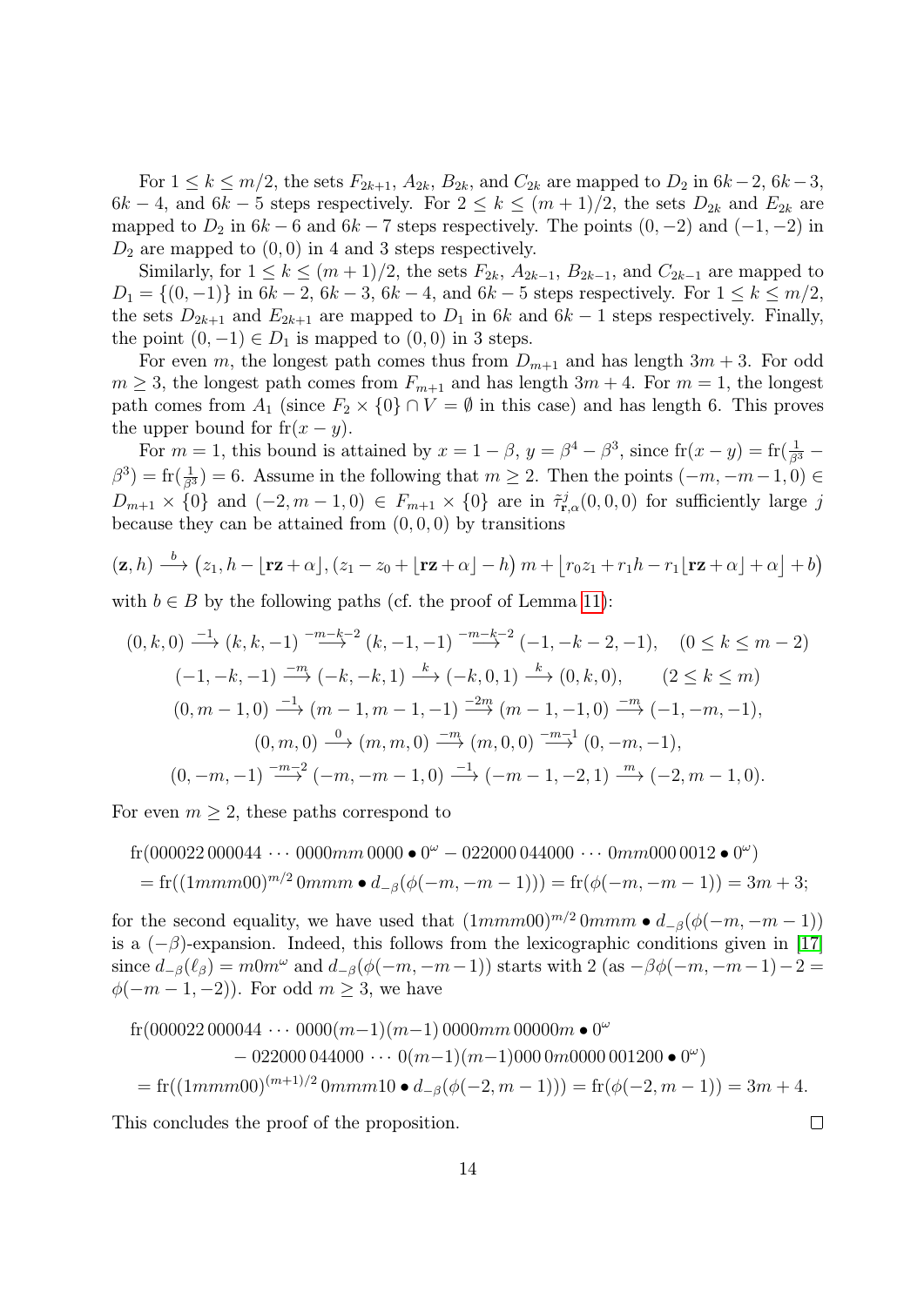For $1 \le k \le m/2$, the sets $F_{2k+1}$, $A_{2k}$, $B_{2k}$, and $C_{2k}$ are mapped to $D_2$ in $6k-2$, $6k-3$, $6k-4$, and $6k-5$ steps respectively. For $2 \le k \le (m+1)/2$, the sets $D_{2k}$ and $E_{2k}$ are mapped to $D_2$ in $6k-6$ and $6k-7$ steps respectively. The points $(0,-2)$ and $(-1,-2)$ in $D_2$ are mapped to $(0,0)$ in 4 and 3 steps respectively.

Similarly, for $1 \le k \le (m+1)/2$, the sets $F_{2k}$, $A_{2k-1}$, $B_{2k-1}$, and $C_{2k-1}$ are mapped to $D_1 = \{(0,-1)\}$ in $6k-2$, $6k-3$, $6k-4$, and $6k-5$ steps respectively. For $1 \le k \le m/2$, the sets $D_{2k+1}$ and $E_{2k+1}$ are mapped to $D_1$ in $6k$ and $6k-1$ steps respectively. Finally, the point $(0,-1) \in D_1$ is mapped to $(0,0)$ in 3 steps.

For even $m$, the longest path comes thus from $D_{m+1}$ and has length $3m+3$. For odd $m \ge 3$, the longest path comes from $F_{m+1}$ and has length $3m+4$. For $m=1$, the longest path comes from $A_1$ (since $F_2 \times \{0\} \cap V = \emptyset$ in this case) and has length 6. This proves the upper bound for $\mathrm{fr}(x-y)$.

For $m=1$, this bound is attained by $x = 1-\beta$, $y = \beta^4 - \beta^3$, since $\mathrm{fr}(x-y) = \mathrm{fr}(\frac{1}{\beta^3} - \beta^3) = \mathrm{fr}(\frac{1}{\beta^3}) = 6$. Assume in the following that $m \ge 2$. Then the points $(-m,-m-1,0) \in D_{m+1} \times \{0\}$ and $(-2, m-1, 0) \in F_{m+1} \times \{0\}$ are in $\tilde{\tau}^j_{\mathbf{r},\alpha}(0,0,0)$ for sufficiently large $j$ because they can be attained from $(0,0,0)$ by transitions

$$(\mathbf{z}, h) \xrightarrow{b} \big(z_1, h - \lfloor \mathbf{rz} + \alpha \rfloor, (z_1 - z_0 + \lfloor \mathbf{rz} + \alpha \rfloor - h)\, m + \lfloor r_0 z_1 + r_1 h - r_1 \lfloor \mathbf{rz} + \alpha \rfloor + \alpha \rfloor + b\big)$$

with $b \in B$ by the following paths (cf. the proof of Lemma 11):

$$\begin{gathered}
(0,k,0) \xrightarrow{-1} (k,k,-1) \xrightarrow{-m-k-2} (k,-1,-1) \xrightarrow{-m-k-2} (-1,-k-2,-1), \quad (0 \le k \le m-2) \\
(-1,-k,-1) \xrightarrow{-m} (-k,-k,1) \xrightarrow{k} (-k,0,1) \xrightarrow{k} (0,k,0), \qquad (2 \le k \le m) \\
(0,m-1,0) \xrightarrow{-1} (m-1,m-1,-1) \xrightarrow{-2m} (m-1,-1,0) \xrightarrow{-m} (-1,-m,-1), \\
(0,m,0) \xrightarrow{0} (m,m,0) \xrightarrow{-m} (m,0,0) \xrightarrow{-m-1} (0,-m,-1), \\
(0,-m,-1) \xrightarrow{-m-2} (-m,-m-1,0) \xrightarrow{-1} (-m-1,-2,1) \xrightarrow{m} (-2,m-1,0).
\end{gathered}$$

For even $m \ge 2$, these paths correspond to

$$\begin{aligned}
&\mathrm{fr}(000022\,000044 \cdots 0000mm\,0000 \bullet 0^\omega - 022000\,044000 \cdots 0mm000\,0012 \bullet 0^\omega) \\
&\quad = \mathrm{fr}((1mmm00)^{m/2}\,0mmm \bullet d_{-\beta}(\phi(-m,-m-1))) = \mathrm{fr}(\phi(-m,-m-1)) = 3m+3;
\end{aligned}$$

for the second equality, we have used that $(1mmm00)^{m/2}\,0mmm \bullet d_{-\beta}(\phi(-m,-m-1))$ is a $(-\beta)$-expansion. Indeed, this follows from the lexicographic conditions given in [17] since $d_{-\beta}(\ell_\beta) = m0m^\omega$ and $d_{-\beta}(\phi(-m,-m-1))$ starts with 2 (as $-\beta\phi(-m,-m-1) - 2 = \phi(-m-1,-2)$). For odd $m \ge 3$, we have

$$\begin{aligned}
&\mathrm{fr}(000022\,000044 \cdots 0000(m-1)(m-1)\,0000mm\,00000m \bullet 0^\omega \\
&\qquad - 022000\,044000 \cdots 0(m-1)(m-1)000\,0m0000\,001200 \bullet 0^\omega) \\
&\quad = \mathrm{fr}((1mmm00)^{(m+1)/2}\,0mmm10 \bullet d_{-\beta}(\phi(-2,m-1))) = \mathrm{fr}(\phi(-2,m-1)) = 3m+4.
\end{aligned}$$

This concludes the proof of the proposition. $\square$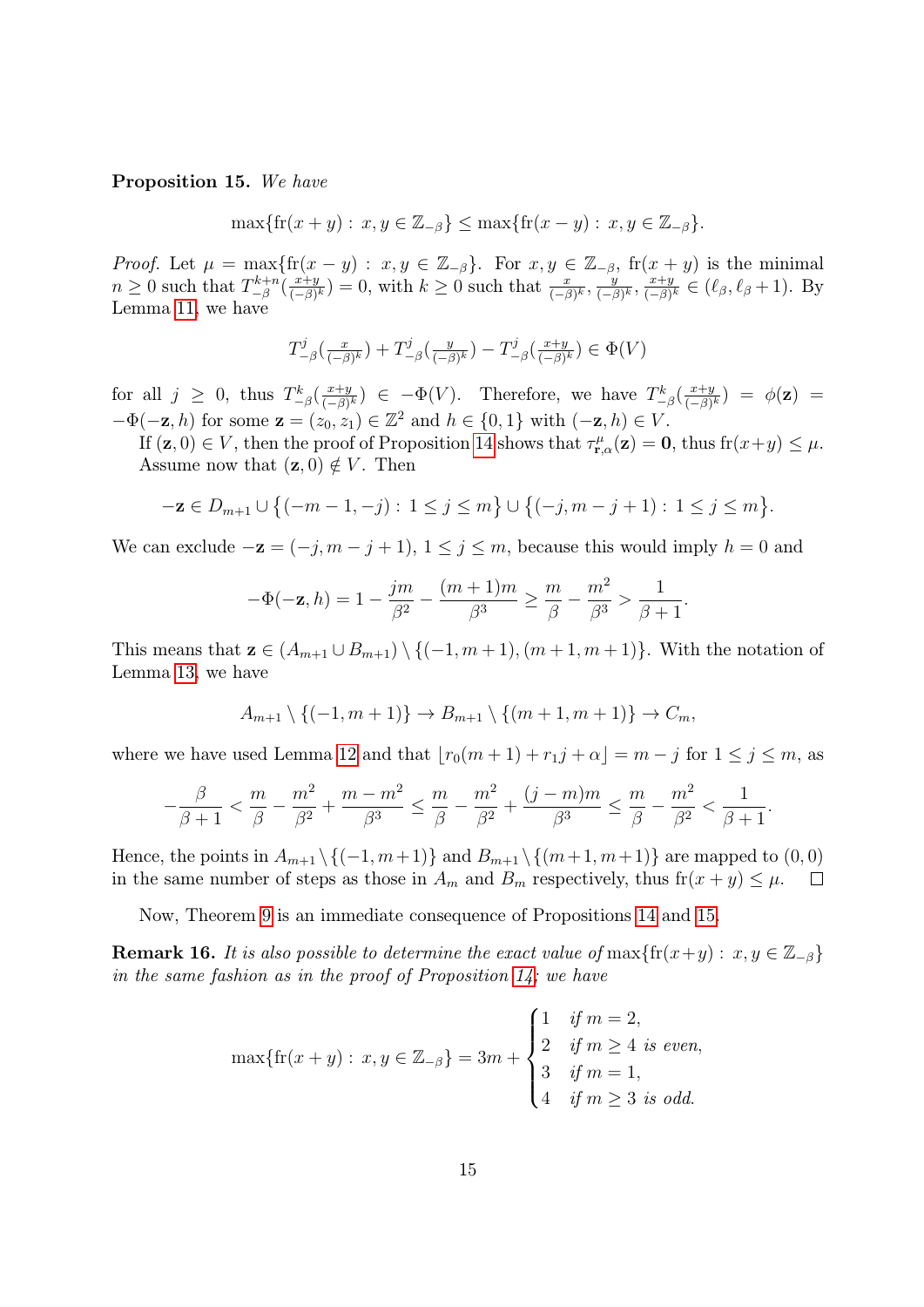**Proposition 15.** *We have*

$$\max\{\mathrm{fr}(x+y) : x, y \in \mathbb{Z}_{-\beta}\} \le \max\{\mathrm{fr}(x-y) : x, y \in \mathbb{Z}_{-\beta}\}.$$

*Proof.* Let $\mu = \max\{\mathrm{fr}(x-y) : x, y \in \mathbb{Z}_{-\beta}\}$. For $x, y \in \mathbb{Z}_{-\beta}$, $\mathrm{fr}(x+y)$ is the minimal $n \ge 0$ such that $T_{-\beta}^{k+n}(\frac{x+y}{(-\beta)^k}) = 0$, with $k \ge 0$ such that $\frac{x}{(-\beta)^k}, \frac{y}{(-\beta)^k}, \frac{x+y}{(-\beta)^k} \in (\ell_\beta, \ell_\beta + 1)$. By Lemma 11, we have

$$T_{-\beta}^j(\tfrac{x}{(-\beta)^k}) + T_{-\beta}^j(\tfrac{y}{(-\beta)^k}) - T_{-\beta}^j(\tfrac{x+y}{(-\beta)^k}) \in \Phi(V)$$

for all $j \ge 0$, thus $T_{-\beta}^k(\frac{x+y}{(-\beta)^k}) \in -\Phi(V)$. Therefore, we have $T_{-\beta}^k(\frac{x+y}{(-\beta)^k}) = \phi(\mathbf{z}) = -\Phi(-\mathbf{z}, h)$ for some $\mathbf{z} = (z_0, z_1) \in \mathbb{Z}^2$ and $h \in \{0, 1\}$ with $(-\mathbf{z}, h) \in V$.

If $(\mathbf{z}, 0) \in V$, then the proof of Proposition 14 shows that $\tau_{\mathbf{r},\alpha}^{\mu}(\mathbf{z}) = \mathbf{0}$, thus $\mathrm{fr}(x+y) \le \mu$.

Assume now that $(\mathbf{z}, 0) \notin V$. Then

$$-\mathbf{z} \in D_{m+1} \cup \{(-m-1, -j) : 1 \le j \le m\} \cup \{(-j, m-j+1) : 1 \le j \le m\}.$$

We can exclude $-\mathbf{z} = (-j, m-j+1)$, $1 \le j \le m$, because this would imply $h = 0$ and

$$-\Phi(-\mathbf{z}, h) = 1 - \frac{jm}{\beta^2} - \frac{(m+1)m}{\beta^3} \ge \frac{m}{\beta} - \frac{m^2}{\beta^3} > \frac{1}{\beta+1}.$$

This means that $\mathbf{z} \in (A_{m+1} \cup B_{m+1}) \setminus \{(-1, m+1), (m+1, m+1)\}$. With the notation of Lemma 13, we have

$$A_{m+1} \setminus \{(-1, m+1)\} \to B_{m+1} \setminus \{(m+1, m+1)\} \to C_m,$$

where we have used Lemma 12 and that $\lfloor r_0(m+1) + r_1 j + \alpha \rfloor = m - j$ for $1 \le j \le m$, as

$$-\frac{\beta}{\beta+1} < \frac{m}{\beta} - \frac{m^2}{\beta^2} + \frac{m-m^2}{\beta^3} \le \frac{m}{\beta} - \frac{m^2}{\beta^2} + \frac{(j-m)m}{\beta^3} \le \frac{m}{\beta} - \frac{m^2}{\beta^2} < \frac{1}{\beta+1}.$$

Hence, the points in $A_{m+1} \setminus \{(-1, m+1)\}$ and $B_{m+1} \setminus \{(m+1, m+1)\}$ are mapped to $(0,0)$ in the same number of steps as those in $A_m$ and $B_m$ respectively, thus $\mathrm{fr}(x+y) \le \mu$. $\square$

Now, Theorem 9 is an immediate consequence of Propositions 14 and 15.

**Remark 16.** *It is also possible to determine the exact value of* $\max\{\mathrm{fr}(x+y) : x, y \in \mathbb{Z}_{-\beta}\}$ *in the same fashion as in the proof of Proposition 14; we have*

$$\max\{\mathrm{fr}(x+y) : x, y \in \mathbb{Z}_{-\beta}\} = 3m + \begin{cases} 1 & \text{if } m = 2, \\ 2 & \text{if } m \ge 4 \text{ is even}, \\ 3 & \text{if } m = 1, \\ 4 & \text{if } m \ge 3 \text{ is odd}. \end{cases}$$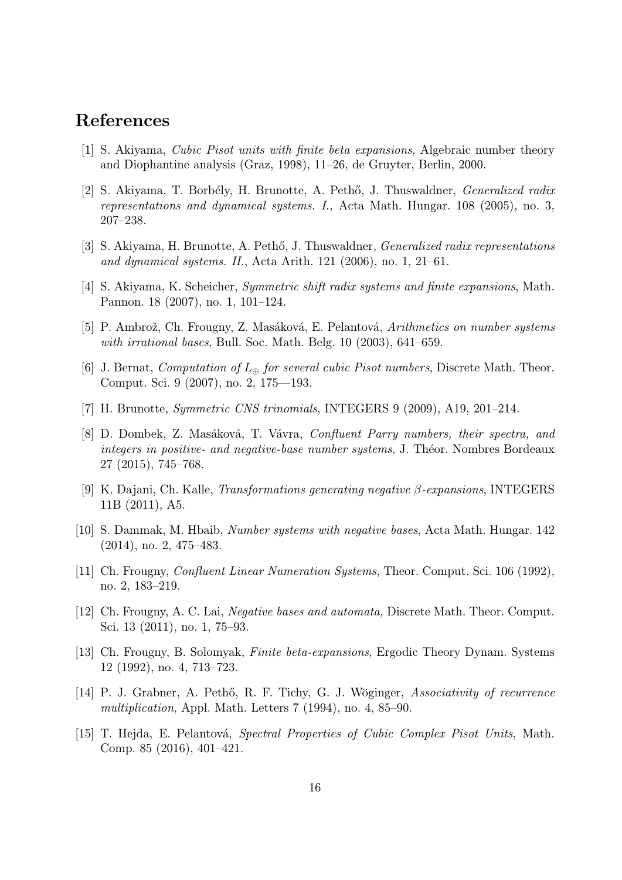# References

[1] S. Akiyama, *Cubic Pisot units with finite beta expansions*, Algebraic number theory and Diophantine analysis (Graz, 1998), 11–26, de Gruyter, Berlin, 2000.

[2] S. Akiyama, T. Borbély, H. Brunotte, A. Pethő, J. Thuswaldner, *Generalized radix representations and dynamical systems. I.*, Acta Math. Hungar. 108 (2005), no. 3, 207–238.

[3] S. Akiyama, H. Brunotte, A. Pethő, J. Thuswaldner, *Generalized radix representations and dynamical systems. II.*, Acta Arith. 121 (2006), no. 1, 21–61.

[4] S. Akiyama, K. Scheicher, *Symmetric shift radix systems and finite expansions*, Math. Pannon. 18 (2007), no. 1, 101–124.

[5] P. Ambrož, Ch. Frougny, Z. Masáková, E. Pelantová, *Arithmetics on number systems with irrational bases*, Bull. Soc. Math. Belg. 10 (2003), 641–659.

[6] J. Bernat, *Computation of $L_{\oplus}$ for several cubic Pisot numbers*, Discrete Math. Theor. Comput. Sci. 9 (2007), no. 2, 175—193.

[7] H. Brunotte, *Symmetric CNS trinomials*, INTEGERS 9 (2009), A19, 201–214.

[8] D. Dombek, Z. Masáková, T. Vávra, *Confluent Parry numbers, their spectra, and integers in positive- and negative-base number systems*, J. Théor. Nombres Bordeaux 27 (2015), 745–768.

[9] K. Dajani, Ch. Kalle, *Transformations generating negative $\beta$-expansions*, INTEGERS 11B (2011), A5.

[10] S. Dammak, M. Hbaib, *Number systems with negative bases*, Acta Math. Hungar. 142 (2014), no. 2, 475–483.

[11] Ch. Frougny, *Confluent Linear Numeration Systems*, Theor. Comput. Sci. 106 (1992), no. 2, 183–219.

[12] Ch. Frougny, A. C. Lai, *Negative bases and automata,* Discrete Math. Theor. Comput. Sci. 13 (2011), no. 1, 75–93.

[13] Ch. Frougny, B. Solomyak, *Finite beta-expansions*, Ergodic Theory Dynam. Systems 12 (1992), no. 4, 713–723.

[14] P. J. Grabner, A. Pethő, R. F. Tichy, G. J. Wöginger, *Associativity of recurrence multiplication*, Appl. Math. Letters 7 (1994), no. 4, 85–90.

[15] T. Hejda, E. Pelantová, *Spectral Properties of Cubic Complex Pisot Units*, Math. Comp. 85 (2016), 401–421.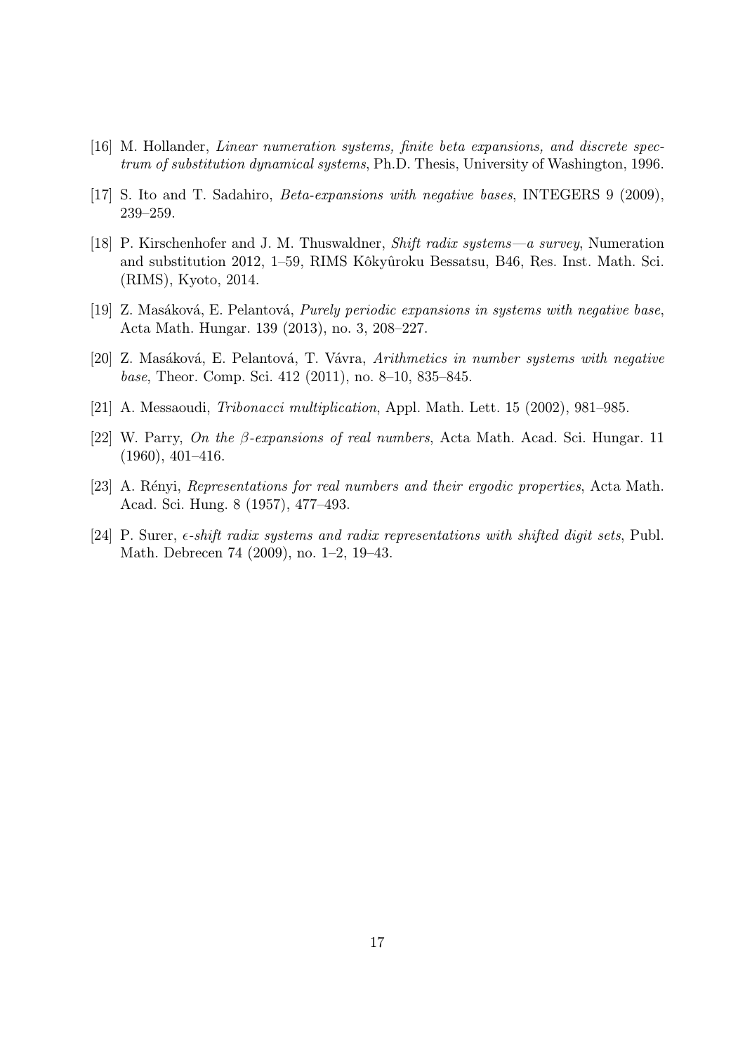[16] M. Hollander, *Linear numeration systems, finite beta expansions, and discrete spectrum of substitution dynamical systems*, Ph.D. Thesis, University of Washington, 1996.

[17] S. Ito and T. Sadahiro, *Beta-expansions with negative bases*, INTEGERS 9 (2009), 239–259.

[18] P. Kirschenhofer and J. M. Thuswaldner, *Shift radix systems—a survey*, Numeration and substitution 2012, 1–59, RIMS Kôkyûroku Bessatsu, B46, Res. Inst. Math. Sci. (RIMS), Kyoto, 2014.

[19] Z. Masáková, E. Pelantová, *Purely periodic expansions in systems with negative base*, Acta Math. Hungar. 139 (2013), no. 3, 208–227.

[20] Z. Masáková, E. Pelantová, T. Vávra, *Arithmetics in number systems with negative base*, Theor. Comp. Sci. 412 (2011), no. 8–10, 835–845.

[21] A. Messaoudi, *Tribonacci multiplication*, Appl. Math. Lett. 15 (2002), 981–985.

[22] W. Parry, *On the $\beta$-expansions of real numbers*, Acta Math. Acad. Sci. Hungar. 11 (1960), 401–416.

[23] A. Rényi, *Representations for real numbers and their ergodic properties*, Acta Math. Acad. Sci. Hung. 8 (1957), 477–493.

[24] P. Surer, *$\epsilon$-shift radix systems and radix representations with shifted digit sets*, Publ. Math. Debrecen 74 (2009), no. 1–2, 19–43.